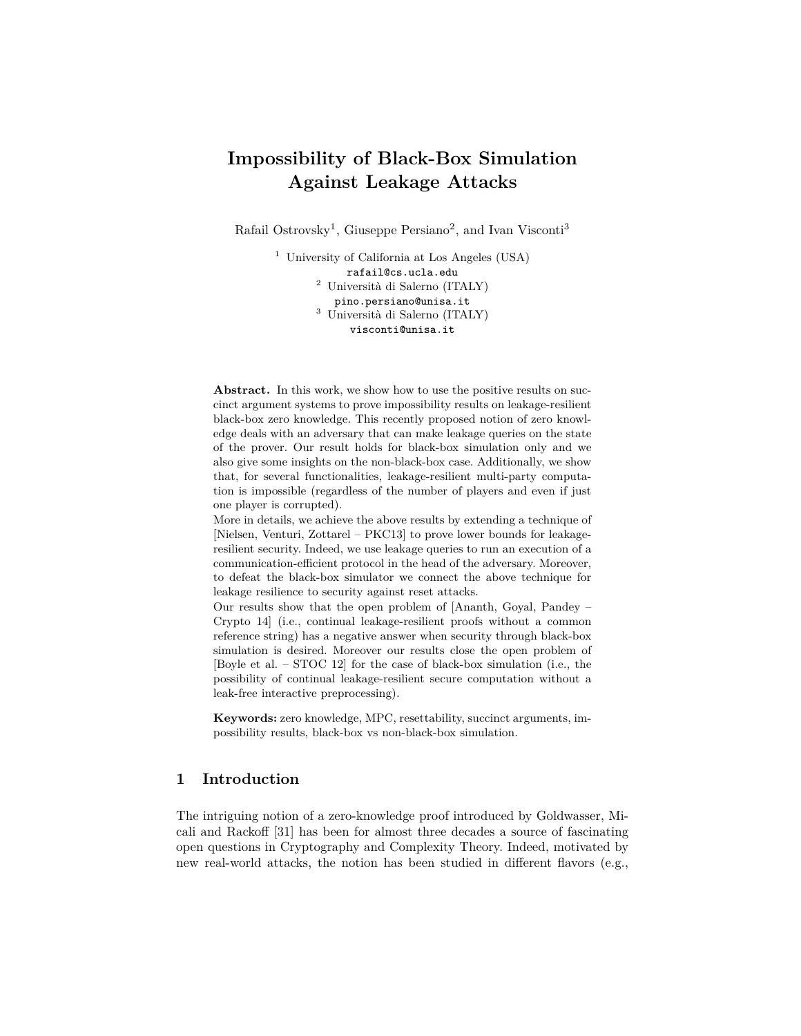# Impossibility of Black-Box Simulation Against Leakage Attacks

Rafail Ostrovsky[1], Giuseppe Persiano[2], and Ivan Visconti[3]

[1] University of California at Los Angeles (USA)
rafail@cs.ucla.edu
[2] Università di Salerno (ITALY)
pino.persiano@unisa.it
[3] Università di Salerno (ITALY)
visconti@unisa.it

**Abstract.** In this work, we show how to use the positive results on succinct argument systems to prove impossibility results on leakage-resilient black-box zero knowledge. This recently proposed notion of zero knowledge deals with an adversary that can make leakage queries on the state of the prover. Our result holds for black-box simulation only and we also give some insights on the non-black-box case. Additionally, we show that, for several functionalities, leakage-resilient multi-party computation is impossible (regardless of the number of players and even if just one player is corrupted).

More in details, we achieve the above results by extending a technique of [Nielsen, Venturi, Zottarel – PKC13] to prove lower bounds for leakage-resilient security. Indeed, we use leakage queries to run an execution of a communication-efficient protocol in the head of the adversary. Moreover, to defeat the black-box simulator we connect the above technique for leakage resilience to security against reset attacks.

Our results show that the open problem of [Ananth, Goyal, Pandey – Crypto 14] (i.e., continual leakage-resilient proofs without a common reference string) has a negative answer when security through black-box simulation is desired. Moreover our results close the open problem of [Boyle et al. – STOC 12] for the case of black-box simulation (i.e., the possibility of continual leakage-resilient secure computation without a leak-free interactive preprocessing).

**Keywords:** zero knowledge, MPC, resettability, succinct arguments, impossibility results, black-box vs non-black-box simulation.

## 1 Introduction

The intriguing notion of a zero-knowledge proof introduced by Goldwasser, Micali and Rackoff [31] has been for almost three decades a source of fascinating open questions in Cryptography and Complexity Theory. Indeed, motivated by new real-world attacks, the notion has been studied in different flavors (e.g.,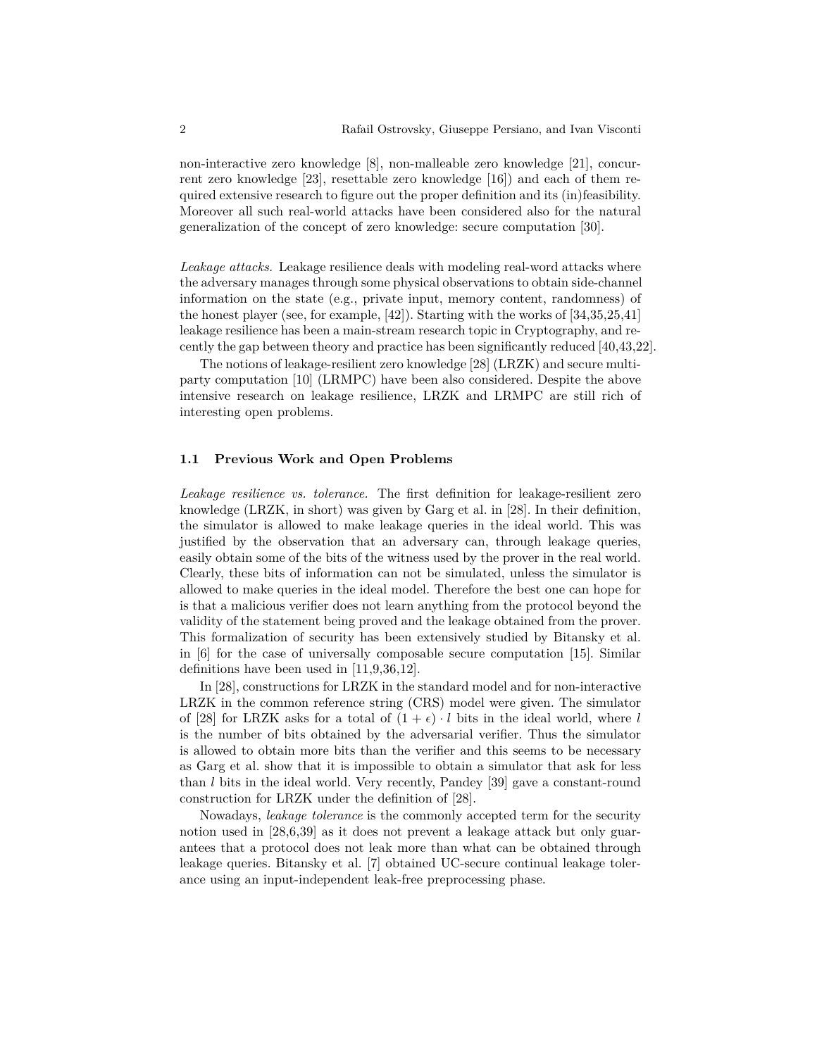non-interactive zero knowledge [8], non-malleable zero knowledge [21], concurrent zero knowledge [23], resettable zero knowledge [16]) and each of them required extensive research to figure out the proper definition and its (in)feasibility. Moreover all such real-world attacks have been considered also for the natural generalization of the concept of zero knowledge: secure computation [30].

*Leakage attacks.* Leakage resilience deals with modeling real-word attacks where the adversary manages through some physical observations to obtain side-channel information on the state (e.g., private input, memory content, randomness) of the honest player (see, for example, [42]). Starting with the works of [34,35,25,41] leakage resilience has been a main-stream research topic in Cryptography, and recently the gap between theory and practice has been significantly reduced [40,43,22].

The notions of leakage-resilient zero knowledge [28] (LRZK) and secure multiparty computation [10] (LRMPC) have been also considered. Despite the above intensive research on leakage resilience, LRZK and LRMPC are still rich of interesting open problems.

### 1.1 Previous Work and Open Problems

*Leakage resilience vs. tolerance.* The first definition for leakage-resilient zero knowledge (LRZK, in short) was given by Garg et al. in [28]. In their definition, the simulator is allowed to make leakage queries in the ideal world. This was justified by the observation that an adversary can, through leakage queries, easily obtain some of the bits of the witness used by the prover in the real world. Clearly, these bits of information can not be simulated, unless the simulator is allowed to make queries in the ideal model. Therefore the best one can hope for is that a malicious verifier does not learn anything from the protocol beyond the validity of the statement being proved and the leakage obtained from the prover. This formalization of security has been extensively studied by Bitansky et al. in [6] for the case of universally composable secure computation [15]. Similar definitions have been used in [11,9,36,12].

In [28], constructions for LRZK in the standard model and for non-interactive LRZK in the common reference string (CRS) model were given. The simulator of [28] for LRZK asks for a total of $(1 + \epsilon) \cdot l$ bits in the ideal world, where $l$ is the number of bits obtained by the adversarial verifier. Thus the simulator is allowed to obtain more bits than the verifier and this seems to be necessary as Garg et al. show that it is impossible to obtain a simulator that ask for less than $l$ bits in the ideal world. Very recently, Pandey [39] gave a constant-round construction for LRZK under the definition of [28].

Nowadays, *leakage tolerance* is the commonly accepted term for the security notion used in [28,6,39] as it does not prevent a leakage attack but only guarantees that a protocol does not leak more than what can be obtained through leakage queries. Bitansky et al. [7] obtained UC-secure continual leakage tolerance using an input-independent leak-free preprocessing phase.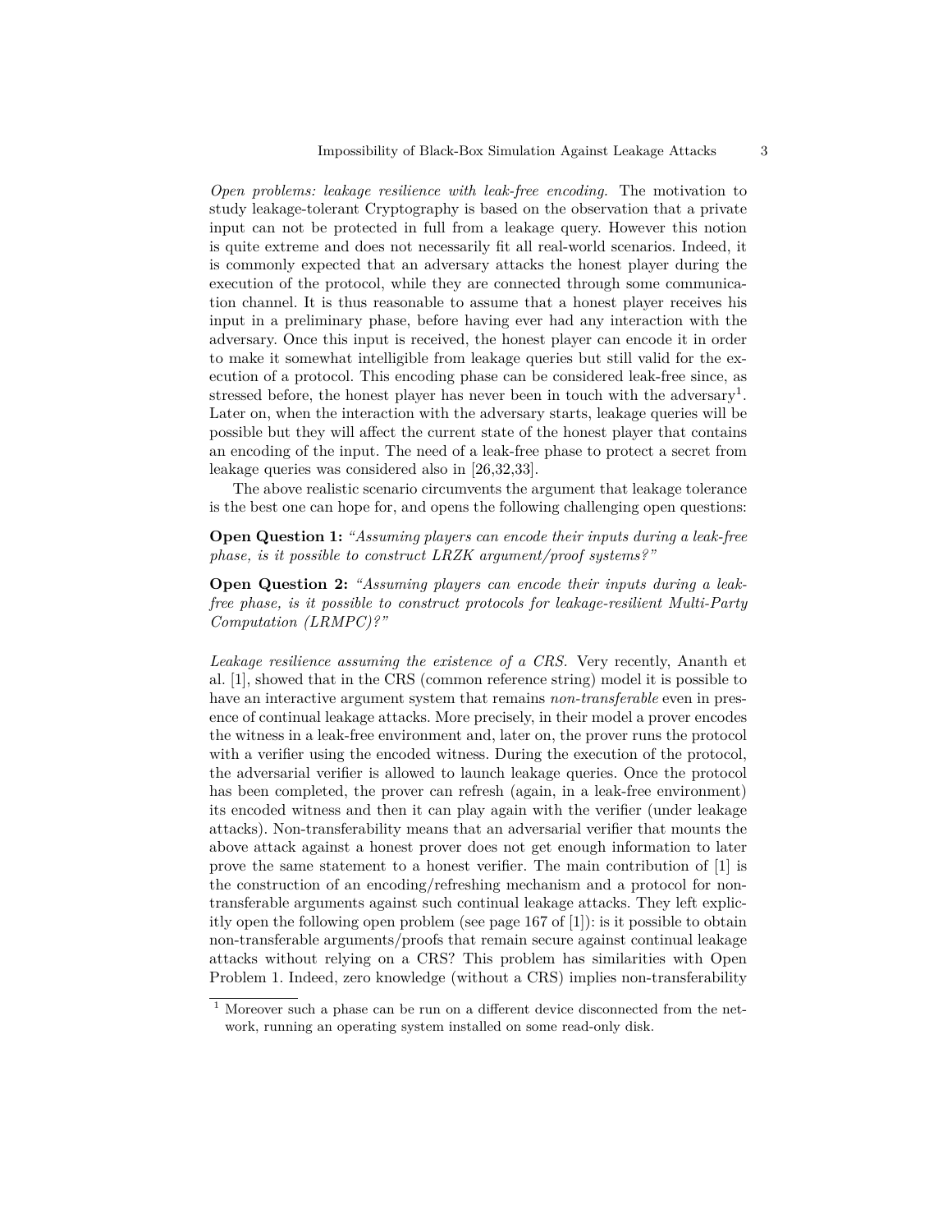*Open problems: leakage resilience with leak-free encoding.* The motivation to study leakage-tolerant Cryptography is based on the observation that a private input can not be protected in full from a leakage query. However this notion is quite extreme and does not necessarily fit all real-world scenarios. Indeed, it is commonly expected that an adversary attacks the honest player during the execution of the protocol, while they are connected through some communication channel. It is thus reasonable to assume that a honest player receives his input in a preliminary phase, before having ever had any interaction with the adversary. Once this input is received, the honest player can encode it in order to make it somewhat intelligible from leakage queries but still valid for the execution of a protocol. This encoding phase can be considered leak-free since, as stressed before, the honest player has never been in touch with the adversary[1]. Later on, when the interaction with the adversary starts, leakage queries will be possible but they will affect the current state of the honest player that contains an encoding of the input. The need of a leak-free phase to protect a secret from leakage queries was considered also in [26,32,33].

The above realistic scenario circumvents the argument that leakage tolerance is the best one can hope for, and opens the following challenging open questions:

**Open Question 1:** *"Assuming players can encode their inputs during a leak-free phase, is it possible to construct LRZK argument/proof systems?"*

**Open Question 2:** *"Assuming players can encode their inputs during a leak-free phase, is it possible to construct protocols for leakage-resilient Multi-Party Computation (LRMPC)?"*

*Leakage resilience assuming the existence of a CRS.* Very recently, Ananth et al. [1], showed that in the CRS (common reference string) model it is possible to have an interactive argument system that remains *non-transferable* even in presence of continual leakage attacks. More precisely, in their model a prover encodes the witness in a leak-free environment and, later on, the prover runs the protocol with a verifier using the encoded witness. During the execution of the protocol, the adversarial verifier is allowed to launch leakage queries. Once the protocol has been completed, the prover can refresh (again, in a leak-free environment) its encoded witness and then it can play again with the verifier (under leakage attacks). Non-transferability means that an adversarial verifier that mounts the above attack against a honest prover does not get enough information to later prove the same statement to a honest verifier. The main contribution of [1] is the construction of an encoding/refreshing mechanism and a protocol for non-transferable arguments against such continual leakage attacks. They left explicitly open the following open problem (see page 167 of [1]): is it possible to obtain non-transferable arguments/proofs that remain secure against continual leakage attacks without relying on a CRS? This problem has similarities with Open Problem 1. Indeed, zero knowledge (without a CRS) implies non-transferability

[1] Moreover such a phase can be run on a different device disconnected from the network, running an operating system installed on some read-only disk.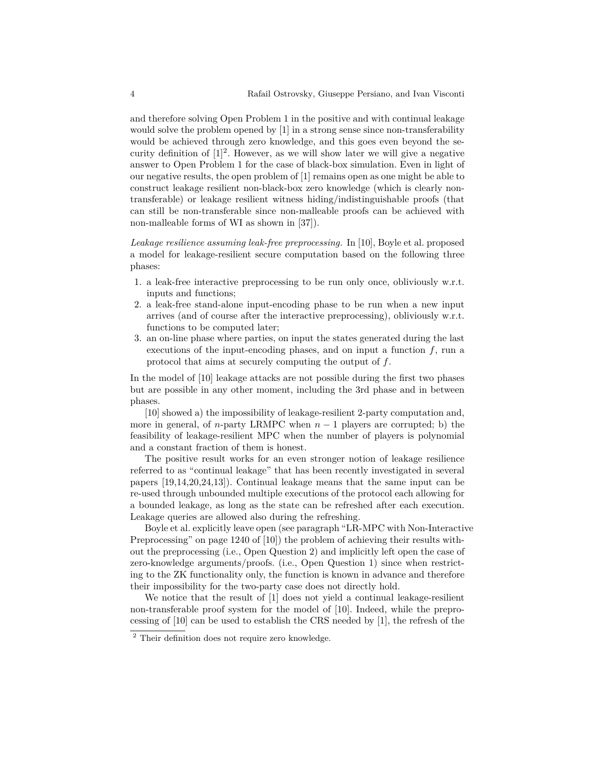and therefore solving Open Problem 1 in the positive and with continual leakage would solve the problem opened by [1] in a strong sense since non-transferability would be achieved through zero knowledge, and this goes even beyond the security definition of [1][2]. However, as we will show later we will give a negative answer to Open Problem 1 for the case of black-box simulation. Even in light of our negative results, the open problem of [1] remains open as one might be able to construct leakage resilient non-black-box zero knowledge (which is clearly non-transferable) or leakage resilient witness hiding/indistinguishable proofs (that can still be non-transferable since non-malleable proofs can be achieved with non-malleable forms of WI as shown in [37]).

*Leakage resilience assuming leak-free preprocessing.* In [10], Boyle et al. proposed a model for leakage-resilient secure computation based on the following three phases:

1. a leak-free interactive preprocessing to be run only once, obliviously w.r.t. inputs and functions;
2. a leak-free stand-alone input-encoding phase to be run when a new input arrives (and of course after the interactive preprocessing), obliviously w.r.t. functions to be computed later;
3. an on-line phase where parties, on input the states generated during the last executions of the input-encoding phases, and on input a function $f$, run a protocol that aims at securely computing the output of $f$.

In the model of [10] leakage attacks are not possible during the first two phases but are possible in any other moment, including the 3rd phase and in between phases.

[10] showed a) the impossibility of leakage-resilient 2-party computation and, more in general, of $n$-party LRMPC when $n-1$ players are corrupted; b) the feasibility of leakage-resilient MPC when the number of players is polynomial and a constant fraction of them is honest.

The positive result works for an even stronger notion of leakage resilience referred to as "continual leakage" that has been recently investigated in several papers [19,14,20,24,13]). Continual leakage means that the same input can be re-used through unbounded multiple executions of the protocol each allowing for a bounded leakage, as long as the state can be refreshed after each execution. Leakage queries are allowed also during the refreshing.

Boyle et al. explicitly leave open (see paragraph "LR-MPC with Non-Interactive Preprocessing" on page 1240 of [10]) the problem of achieving their results without the preprocessing (i.e., Open Question 2) and implicitly left open the case of zero-knowledge arguments/proofs. (i.e., Open Question 1) since when restricting to the ZK functionality only, the function is known in advance and therefore their impossibility for the two-party case does not directly hold.

We notice that the result of [1] does not yield a continual leakage-resilient non-transferable proof system for the model of [10]. Indeed, while the preprocessing of [10] can be used to establish the CRS needed by [1], the refresh of the

[2] Their definition does not require zero knowledge.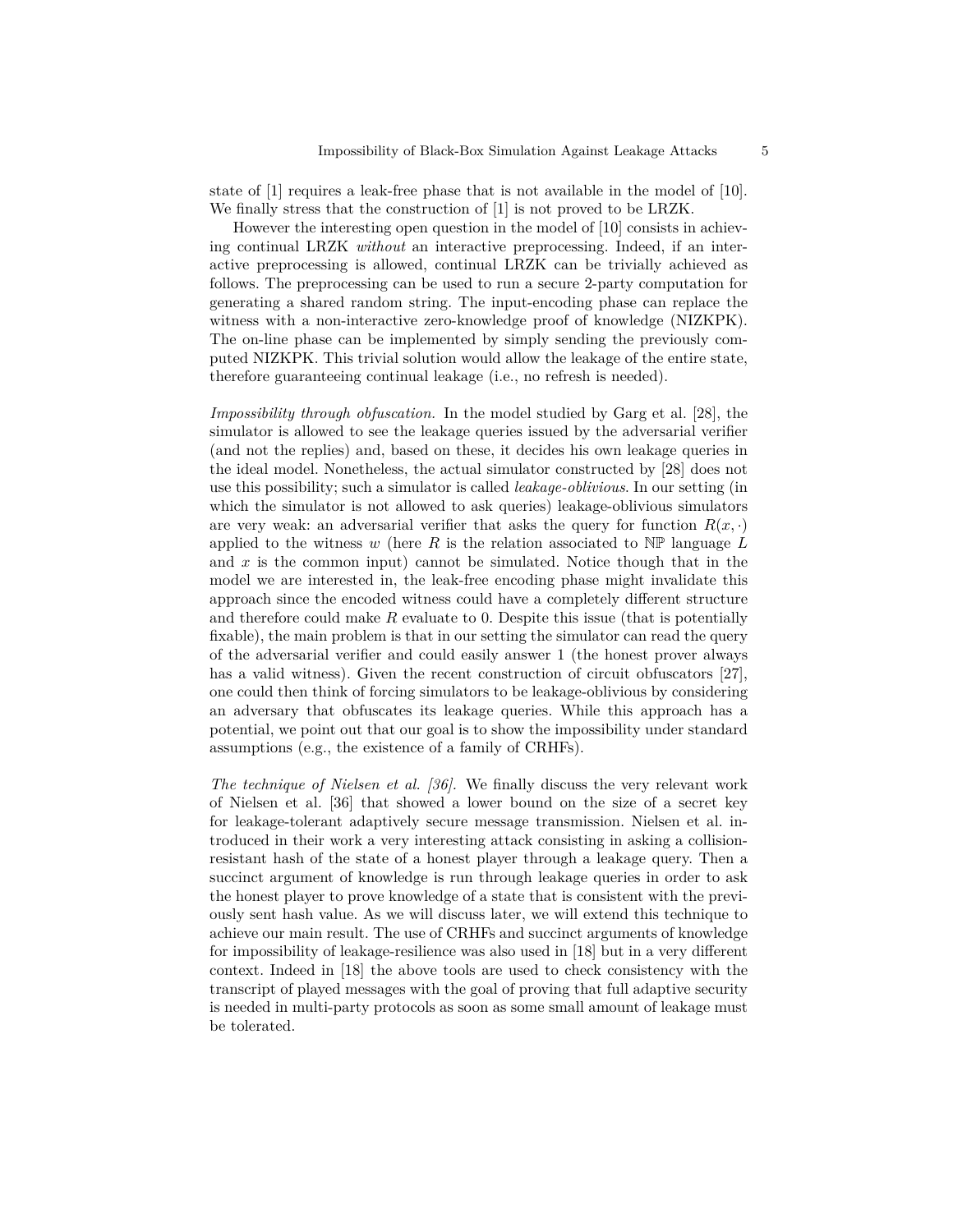state of [1] requires a leak-free phase that is not available in the model of [10]. We finally stress that the construction of [1] is not proved to be LRZK.

However the interesting open question in the model of [10] consists in achieving continual LRZK *without* an interactive preprocessing. Indeed, if an interactive preprocessing is allowed, continual LRZK can be trivially achieved as follows. The preprocessing can be used to run a secure 2-party computation for generating a shared random string. The input-encoding phase can replace the witness with a non-interactive zero-knowledge proof of knowledge (NIZKPK). The on-line phase can be implemented by simply sending the previously computed NIZKPK. This trivial solution would allow the leakage of the entire state, therefore guaranteeing continual leakage (i.e., no refresh is needed).

*Impossibility through obfuscation.* In the model studied by Garg et al. [28], the simulator is allowed to see the leakage queries issued by the adversarial verifier (and not the replies) and, based on these, it decides his own leakage queries in the ideal model. Nonetheless, the actual simulator constructed by [28] does not use this possibility; such a simulator is called *leakage-oblivious*. In our setting (in which the simulator is not allowed to ask queries) leakage-oblivious simulators are very weak: an adversarial verifier that asks the query for function $R(x, \cdot)$ applied to the witness $w$ (here $R$ is the relation associated to $\mathbb{NP}$ language $L$ and $x$ is the common input) cannot be simulated. Notice though that in the model we are interested in, the leak-free encoding phase might invalidate this approach since the encoded witness could have a completely different structure and therefore could make $R$ evaluate to 0. Despite this issue (that is potentially fixable), the main problem is that in our setting the simulator can read the query of the adversarial verifier and could easily answer 1 (the honest prover always has a valid witness). Given the recent construction of circuit obfuscators [27], one could then think of forcing simulators to be leakage-oblivious by considering an adversary that obfuscates its leakage queries. While this approach has a potential, we point out that our goal is to show the impossibility under standard assumptions (e.g., the existence of a family of CRHFs).

*The technique of Nielsen et al. [36].* We finally discuss the very relevant work of Nielsen et al. [36] that showed a lower bound on the size of a secret key for leakage-tolerant adaptively secure message transmission. Nielsen et al. introduced in their work a very interesting attack consisting in asking a collision-resistant hash of the state of a honest player through a leakage query. Then a succinct argument of knowledge is run through leakage queries in order to ask the honest player to prove knowledge of a state that is consistent with the previously sent hash value. As we will discuss later, we will extend this technique to achieve our main result. The use of CRHFs and succinct arguments of knowledge for impossibility of leakage-resilience was also used in [18] but in a very different context. Indeed in [18] the above tools are used to check consistency with the transcript of played messages with the goal of proving that full adaptive security is needed in multi-party protocols as soon as some small amount of leakage must be tolerated.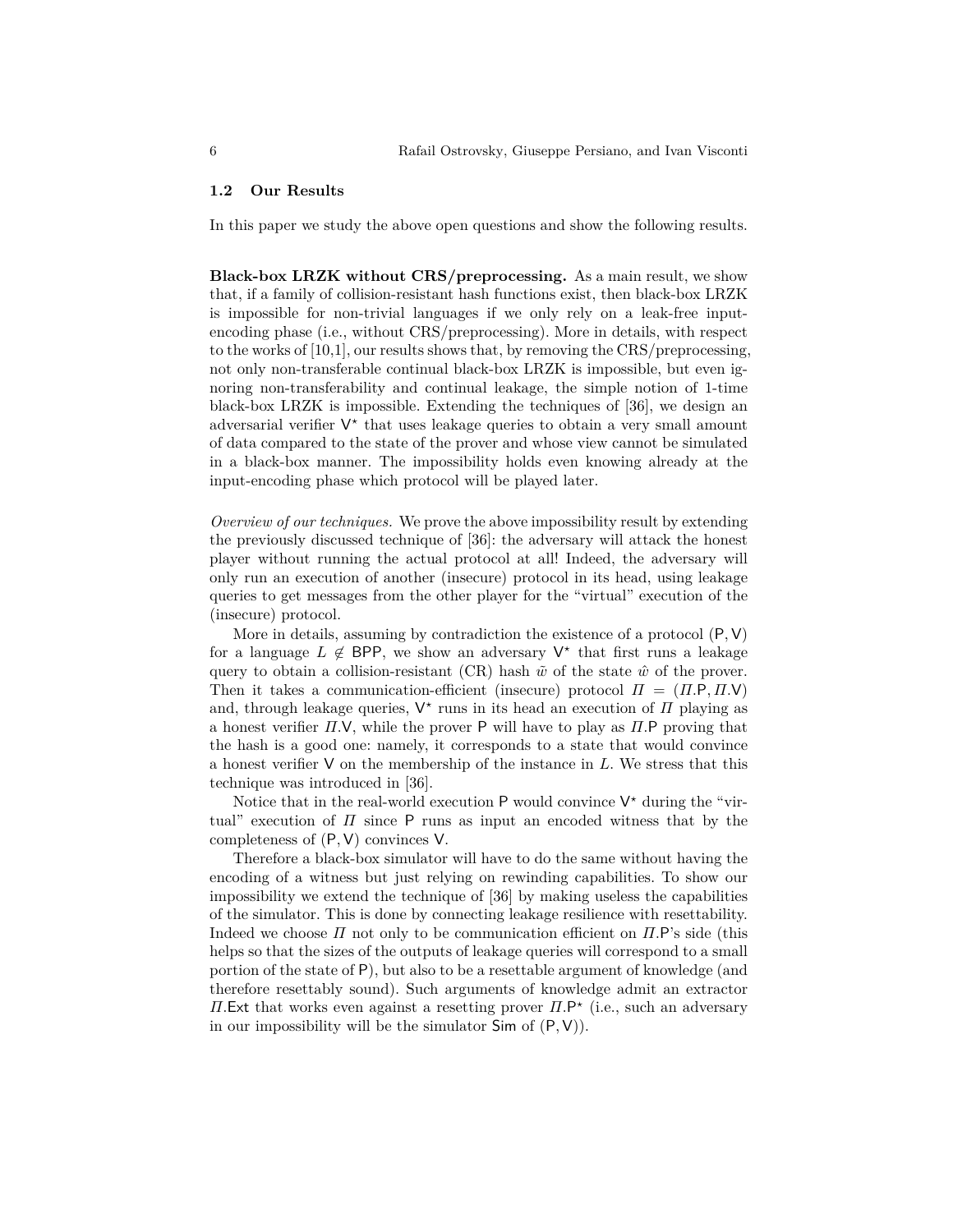### 1.2 Our Results

In this paper we study the above open questions and show the following results.

**Black-box LRZK without CRS/preprocessing.** As a main result, we show that, if a family of collision-resistant hash functions exist, then black-box LRZK is impossible for non-trivial languages if we only rely on a leak-free input-encoding phase (i.e., without CRS/preprocessing). More in details, with respect to the works of [10,1], our results shows that, by removing the CRS/preprocessing, not only non-transferable continual black-box LRZK is impossible, but even ignoring non-transferability and continual leakage, the simple notion of 1-time black-box LRZK is impossible. Extending the techniques of [36], we design an adversarial verifier $\mathsf{V}^\star$ that uses leakage queries to obtain a very small amount of data compared to the state of the prover and whose view cannot be simulated in a black-box manner. The impossibility holds even knowing already at the input-encoding phase which protocol will be played later.

*Overview of our techniques.* We prove the above impossibility result by extending the previously discussed technique of [36]: the adversary will attack the honest player without running the actual protocol at all! Indeed, the adversary will only run an execution of another (insecure) protocol in its head, using leakage queries to get messages from the other player for the "virtual" execution of the (insecure) protocol.

More in details, assuming by contradiction the existence of a protocol $(\mathsf{P}, \mathsf{V})$ for a language $L \notin \mathsf{BPP}$, we show an adversary $\mathsf{V}^\star$ that first runs a leakage query to obtain a collision-resistant (CR) hash $\tilde{w}$ of the state $\hat{w}$ of the prover. Then it takes a communication-efficient (insecure) protocol $\Pi = (\Pi.\mathsf{P}, \Pi.\mathsf{V})$ and, through leakage queries, $\mathsf{V}^\star$ runs in its head an execution of $\Pi$ playing as a honest verifier $\Pi.\mathsf{V}$, while the prover $\mathsf{P}$ will have to play as $\Pi.\mathsf{P}$ proving that the hash is a good one: namely, it corresponds to a state that would convince a honest verifier $\mathsf{V}$ on the membership of the instance in $L$. We stress that this technique was introduced in [36].

Notice that in the real-world execution $\mathsf{P}$ would convince $\mathsf{V}^\star$ during the "virtual" execution of $\Pi$ since $\mathsf{P}$ runs as input an encoded witness that by the completeness of $(\mathsf{P}, \mathsf{V})$ convinces $\mathsf{V}$.

Therefore a black-box simulator will have to do the same without having the encoding of a witness but just relying on rewinding capabilities. To show our impossibility we extend the technique of [36] by making useless the capabilities of the simulator. This is done by connecting leakage resilience with resettability. Indeed we choose $\Pi$ not only to be communication efficient on $\Pi.\mathsf{P}$'s side (this helps so that the sizes of the outputs of leakage queries will correspond to a small portion of the state of $\mathsf{P}$), but also to be a resettable argument of knowledge (and therefore resettably sound). Such arguments of knowledge admit an extractor $\Pi.\mathsf{Ext}$ that works even against a resetting prover $\Pi.\mathsf{P}^\star$ (i.e., such an adversary in our impossibility will be the simulator $\mathsf{Sim}$ of $(\mathsf{P}, \mathsf{V})$).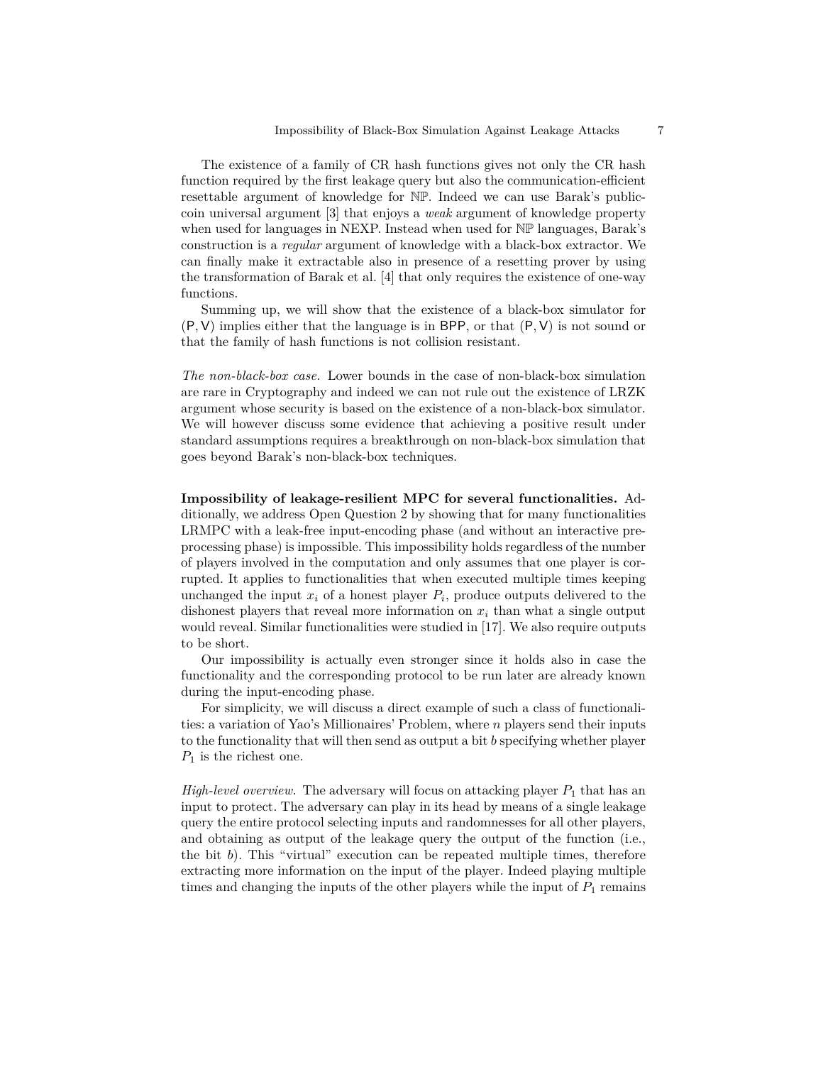The existence of a family of CR hash functions gives not only the CR hash function required by the first leakage query but also the communication-efficient resettable argument of knowledge for $\mathbb{NP}$. Indeed we can use Barak's public-coin universal argument [3] that enjoys a *weak* argument of knowledge property when used for languages in NEXP. Instead when used for $\mathbb{NP}$ languages, Barak's construction is a *regular* argument of knowledge with a black-box extractor. We can finally make it extractable also in presence of a resetting prover by using the transformation of Barak et al. [4] that only requires the existence of one-way functions.

Summing up, we will show that the existence of a black-box simulator for $(\mathsf{P}, \mathsf{V})$ implies either that the language is in $\mathsf{BPP}$, or that $(\mathsf{P}, \mathsf{V})$ is not sound or that the family of hash functions is not collision resistant.

*The non-black-box case.* Lower bounds in the case of non-black-box simulation are rare in Cryptography and indeed we can not rule out the existence of LRZK argument whose security is based on the existence of a non-black-box simulator. We will however discuss some evidence that achieving a positive result under standard assumptions requires a breakthrough on non-black-box simulation that goes beyond Barak's non-black-box techniques.

**Impossibility of leakage-resilient MPC for several functionalities.** Additionally, we address Open Question 2 by showing that for many functionalities LRMPC with a leak-free input-encoding phase (and without an interactive pre-processing phase) is impossible. This impossibility holds regardless of the number of players involved in the computation and only assumes that one player is corrupted. It applies to functionalities that when executed multiple times keeping unchanged the input $x_i$ of a honest player $P_i$, produce outputs delivered to the dishonest players that reveal more information on $x_i$ than what a single output would reveal. Similar functionalities were studied in [17]. We also require outputs to be short.

Our impossibility is actually even stronger since it holds also in case the functionality and the corresponding protocol to be run later are already known during the input-encoding phase.

For simplicity, we will discuss a direct example of such a class of functionalities: a variation of Yao's Millionaires' Problem, where $n$ players send their inputs to the functionality that will then send as output a bit $b$ specifying whether player $P_1$ is the richest one.

*High-level overview.* The adversary will focus on attacking player $P_1$ that has an input to protect. The adversary can play in its head by means of a single leakage query the entire protocol selecting inputs and randomnesses for all other players, and obtaining as output of the leakage query the output of the function (i.e., the bit $b$). This "virtual" execution can be repeated multiple times, therefore extracting more information on the input of the player. Indeed playing multiple times and changing the inputs of the other players while the input of $P_1$ remains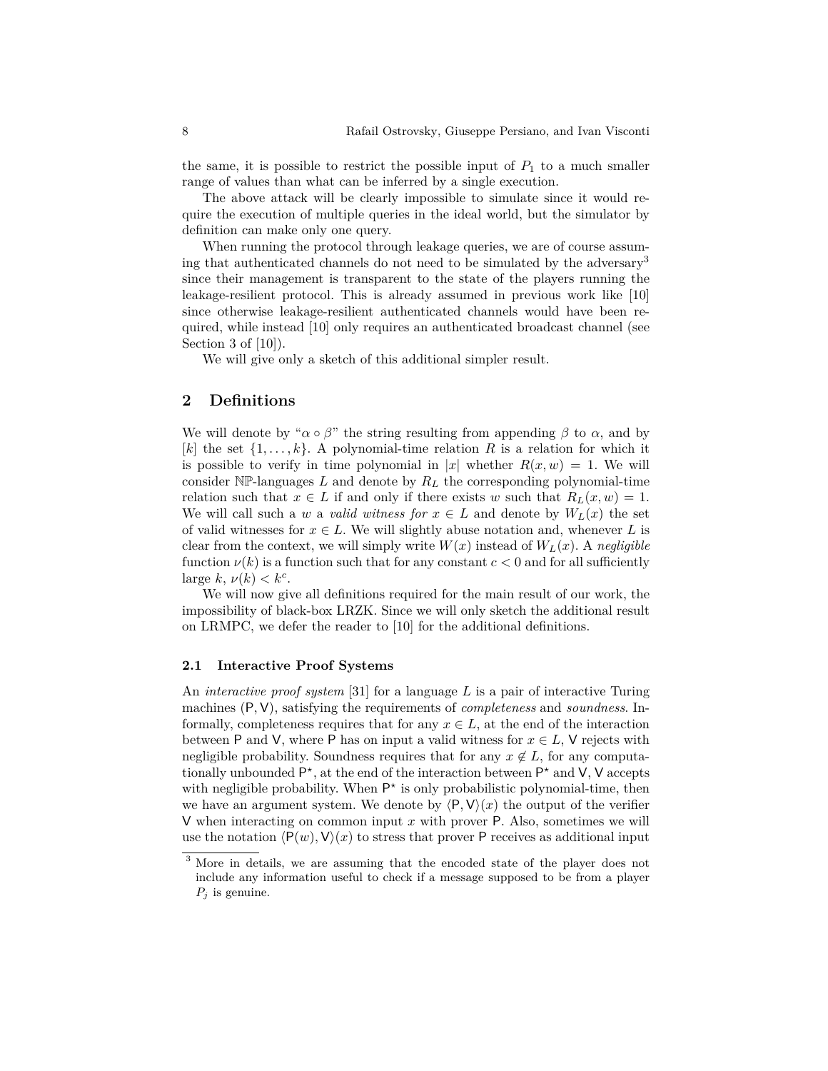the same, it is possible to restrict the possible input of $P_1$ to a much smaller range of values than what can be inferred by a single execution.

The above attack will be clearly impossible to simulate since it would require the execution of multiple queries in the ideal world, but the simulator by definition can make only one query.

When running the protocol through leakage queries, we are of course assuming that authenticated channels do not need to be simulated by the adversary[3] since their management is transparent to the state of the players running the leakage-resilient protocol. This is already assumed in previous work like [10] since otherwise leakage-resilient authenticated channels would have been required, while instead [10] only requires an authenticated broadcast channel (see Section 3 of [10]).

We will give only a sketch of this additional simpler result.

## 2 Definitions

We will denote by "$\alpha \circ \beta$" the string resulting from appending $\beta$ to $\alpha$, and by $[k]$ the set $\{1, \ldots, k\}$. A polynomial-time relation $R$ is a relation for which it is possible to verify in time polynomial in $|x|$ whether $R(x, w) = 1$. We will consider $\mathbb{NP}$-languages $L$ and denote by $R_L$ the corresponding polynomial-time relation such that $x \in L$ if and only if there exists $w$ such that $R_L(x, w) = 1$. We will call such a $w$ a *valid witness for* $x \in L$ and denote by $W_L(x)$ the set of valid witnesses for $x \in L$. We will slightly abuse notation and, whenever $L$ is clear from the context, we will simply write $W(x)$ instead of $W_L(x)$. A *negligible* function $\nu(k)$ is a function such that for any constant $c < 0$ and for all sufficiently large $k$, $\nu(k) < k^c$.

We will now give all definitions required for the main result of our work, the impossibility of black-box LRZK. Since we will only sketch the additional result on LRMPC, we defer the reader to [10] for the additional definitions.

### 2.1 Interactive Proof Systems

An *interactive proof system* [31] for a language $L$ is a pair of interactive Turing machines $(\mathsf{P}, \mathsf{V})$, satisfying the requirements of *completeness* and *soundness*. Informally, completeness requires that for any $x \in L$, at the end of the interaction between $\mathsf{P}$ and $\mathsf{V}$, where $\mathsf{P}$ has on input a valid witness for $x \in L$, $\mathsf{V}$ rejects with negligible probability. Soundness requires that for any $x \notin L$, for any computationally unbounded $\mathsf{P}^\star$, at the end of the interaction between $\mathsf{P}^\star$ and $\mathsf{V}$, $\mathsf{V}$ accepts with negligible probability. When $\mathsf{P}^\star$ is only probabilistic polynomial-time, then we have an argument system. We denote by $\langle \mathsf{P}, \mathsf{V} \rangle(x)$ the output of the verifier $\mathsf{V}$ when interacting on common input $x$ with prover $\mathsf{P}$. Also, sometimes we will use the notation $\langle \mathsf{P}(w), \mathsf{V} \rangle(x)$ to stress that prover $\mathsf{P}$ receives as additional input

[3] More in details, we are assuming that the encoded state of the player does not include any information useful to check if a message supposed to be from a player $P_j$ is genuine.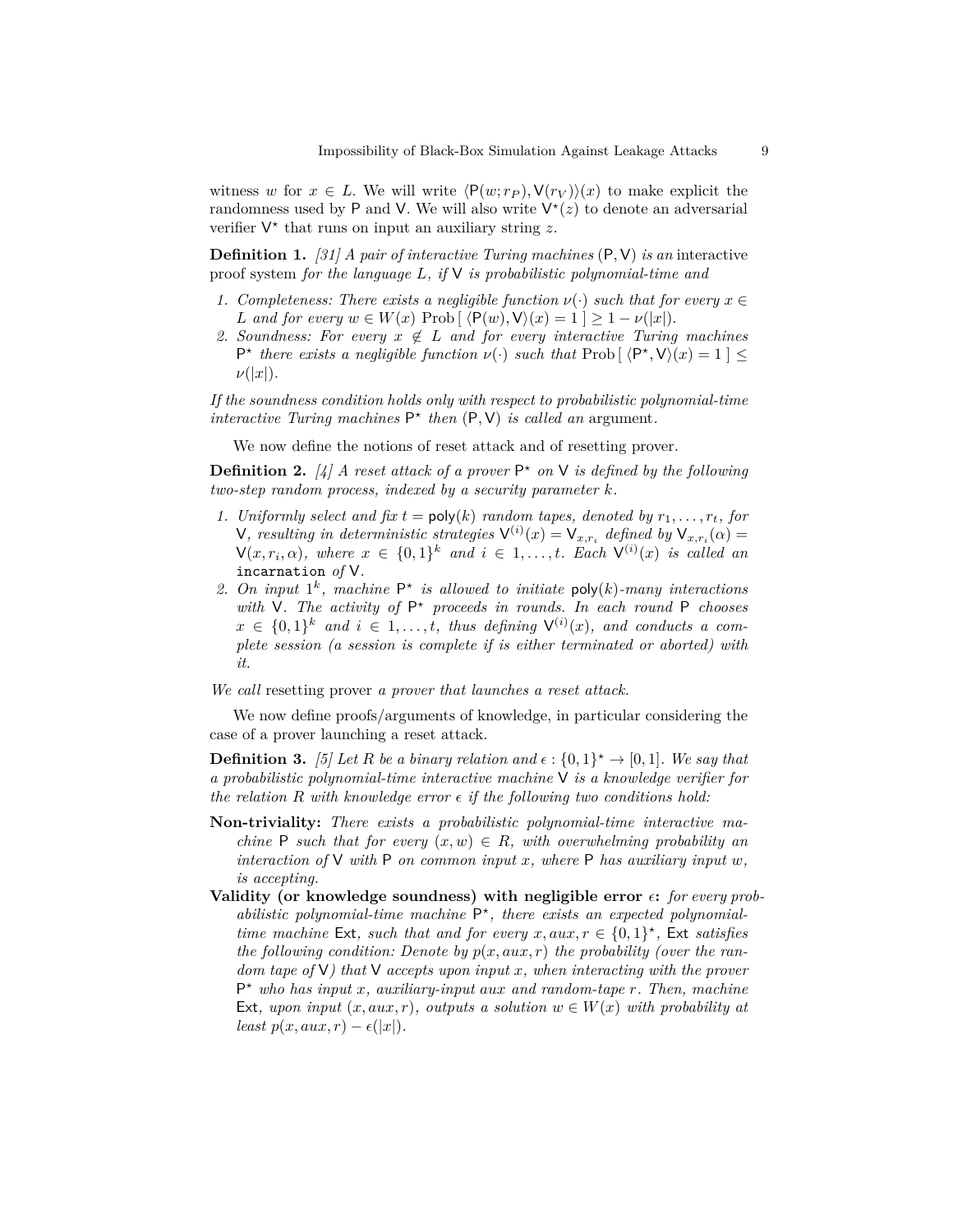witness $w$ for $x \in L$. We will write $\langle \mathsf{P}(w; r_P), \mathsf{V}(r_V)\rangle(x)$ to make explicit the randomness used by $\mathsf{P}$ and $\mathsf{V}$. We will also write $\mathsf{V}^\star(z)$ to denote an adversarial verifier $\mathsf{V}^\star$ that runs on input an auxiliary string $z$.

**Definition 1.** *[31] A pair of interactive Turing machines $(\mathsf{P}, \mathsf{V})$ is an* interactive proof system *for the language $L$, if $\mathsf{V}$ is probabilistic polynomial-time and*

1. *Completeness: There exists a negligible function $\nu(\cdot)$ such that for every $x \in L$ and for every $w \in W(x)$ $\text{Prob}[\ \langle \mathsf{P}(w), \mathsf{V}\rangle(x) = 1\ ] \geq 1 - \nu(|x|)$.*
2. *Soundness: For every $x \notin L$ and for every interactive Turing machines $\mathsf{P}^\star$ there exists a negligible function $\nu(\cdot)$ such that $\text{Prob}[\ \langle \mathsf{P}^\star, \mathsf{V}\rangle(x) = 1\ ] \leq \nu(|x|)$.*

*If the soundness condition holds only with respect to probabilistic polynomial-time interactive Turing machines $\mathsf{P}^\star$ then $(\mathsf{P}, \mathsf{V})$ is called an* argument*.*

We now define the notions of reset attack and of resetting prover.

**Definition 2.** *[4] A reset attack of a prover $\mathsf{P}^\star$ on $\mathsf{V}$ is defined by the following two-step random process, indexed by a security parameter $k$.*

1. *Uniformly select and fix $t = \mathsf{poly}(k)$ random tapes, denoted by $r_1, \ldots, r_t$, for $\mathsf{V}$, resulting in deterministic strategies $\mathsf{V}^{(i)}(x) = \mathsf{V}_{x,r_i}$ defined by $\mathsf{V}_{x,r_i}(\alpha) = \mathsf{V}(x, r_i, \alpha)$, where $x \in \{0,1\}^k$ and $i \in 1, \ldots, t$. Each $\mathsf{V}^{(i)}(x)$ is called an* `incarnation` *of $\mathsf{V}$.*
2. *On input $1^k$, machine $\mathsf{P}^\star$ is allowed to initiate $\mathsf{poly}(k)$-many interactions with $\mathsf{V}$. The activity of $\mathsf{P}^\star$ proceeds in rounds. In each round $\mathsf{P}$ chooses $x \in \{0,1\}^k$ and $i \in 1, \ldots, t$, thus defining $\mathsf{V}^{(i)}(x)$, and conducts a complete session (a session is complete if is either terminated or aborted) with it.*

*We call* resetting prover *a prover that launches a reset attack.*

We now define proofs/arguments of knowledge, in particular considering the case of a prover launching a reset attack.

**Definition 3.** *[5] Let $R$ be a binary relation and $\epsilon : \{0,1\}^\star \to [0,1]$. We say that a probabilistic polynomial-time interactive machine $\mathsf{V}$ is a knowledge verifier for the relation $R$ with knowledge error $\epsilon$ if the following two conditions hold:*

**Non-triviality:** *There exists a probabilistic polynomial-time interactive machine $\mathsf{P}$ such that for every $(x, w) \in R$, with overwhelming probability an interaction of $\mathsf{V}$ with $\mathsf{P}$ on common input $x$, where $\mathsf{P}$ has auxiliary input $w$, is accepting.*

**Validity (or knowledge soundness) with negligible error $\epsilon$:** *for every probabilistic polynomial-time machine $\mathsf{P}^\star$, there exists an expected polynomial-time machine $\mathsf{Ext}$, such that and for every $x, aux, r \in \{0,1\}^\star$, $\mathsf{Ext}$ satisfies the following condition: Denote by $p(x, aux, r)$ the probability (over the random tape of $\mathsf{V}$) that $\mathsf{V}$ accepts upon input $x$, when interacting with the prover $\mathsf{P}^\star$ who has input $x$, auxiliary-input $aux$ and random-tape $r$. Then, machine $\mathsf{Ext}$, upon input $(x, aux, r)$, outputs a solution $w \in W(x)$ with probability at least $p(x, aux, r) - \epsilon(|x|)$.*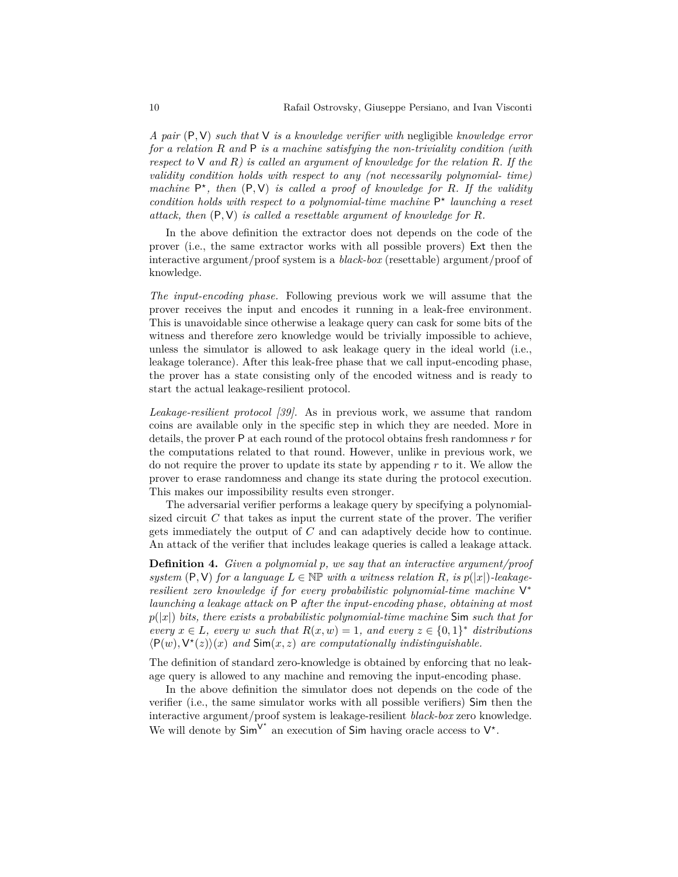*A pair* $(\mathsf{P},\mathsf{V})$ *such that* $\mathsf{V}$ *is a knowledge verifier with* negligible *knowledge error for a relation* $R$ *and* $\mathsf{P}$ *is a machine satisfying the non-triviality condition (with respect to* $\mathsf{V}$ *and* $R$*) is called an argument of knowledge for the relation* $R$*. If the validity condition holds with respect to any (not necessarily polynomial- time) machine* $\mathsf{P}^\star$*, then* $(\mathsf{P},\mathsf{V})$ *is called a proof of knowledge for* $R$*. If the validity condition holds with respect to a polynomial-time machine* $\mathsf{P}^\star$ *launching a reset attack, then* $(\mathsf{P},\mathsf{V})$ *is called a resettable argument of knowledge for* $R$*.*

In the above definition the extractor does not depends on the code of the prover (i.e., the same extractor works with all possible provers) $\mathsf{Ext}$ then the interactive argument/proof system is a *black-box* (resettable) argument/proof of knowledge.

*The input-encoding phase.* Following previous work we will assume that the prover receives the input and encodes it running in a leak-free environment. This is unavoidable since otherwise a leakage query can cask for some bits of the witness and therefore zero knowledge would be trivially impossible to achieve, unless the simulator is allowed to ask leakage query in the ideal world (i.e., leakage tolerance). After this leak-free phase that we call input-encoding phase, the prover has a state consisting only of the encoded witness and is ready to start the actual leakage-resilient protocol.

*Leakage-resilient protocol [39].* As in previous work, we assume that random coins are available only in the specific step in which they are needed. More in details, the prover $\mathsf{P}$ at each round of the protocol obtains fresh randomness $r$ for the computations related to that round. However, unlike in previous work, we do not require the prover to update its state by appending $r$ to it. We allow the prover to erase randomness and change its state during the protocol execution. This makes our impossibility results even stronger.

The adversarial verifier performs a leakage query by specifying a polynomial-sized circuit $C$ that takes as input the current state of the prover. The verifier gets immediately the output of $C$ and can adaptively decide how to continue. An attack of the verifier that includes leakage queries is called a leakage attack.

**Definition 4.** *Given a polynomial* $p$*, we say that an interactive argument/proof system* $(\mathsf{P},\mathsf{V})$ *for a language* $L \in \mathbb{NP}$ *with a witness relation* $R$*, is* $p(|x|)$*-leakage-resilient zero knowledge if for every probabilistic polynomial-time machine* $\mathsf{V}^*$ *launching a leakage attack on* $\mathsf{P}$ *after the input-encoding phase, obtaining at most* $p(|x|)$ *bits, there exists a probabilistic polynomial-time machine* $\mathsf{Sim}$ *such that for every* $x \in L$*, every* $w$ *such that* $R(x,w) = 1$*, and every* $z \in \{0,1\}^*$ *distributions* $\langle \mathsf{P}(w), \mathsf{V}^\star(z)\rangle(x)$ *and* $\mathsf{Sim}(x,z)$ *are computationally indistinguishable.*

The definition of standard zero-knowledge is obtained by enforcing that no leakage query is allowed to any machine and removing the input-encoding phase.

In the above definition the simulator does not depends on the code of the verifier (i.e., the same simulator works with all possible verifiers) $\mathsf{Sim}$ then the interactive argument/proof system is leakage-resilient *black-box* zero knowledge. We will denote by $\mathsf{Sim}^{\mathsf{V}^\star}$ an execution of $\mathsf{Sim}$ having oracle access to $\mathsf{V}^\star$.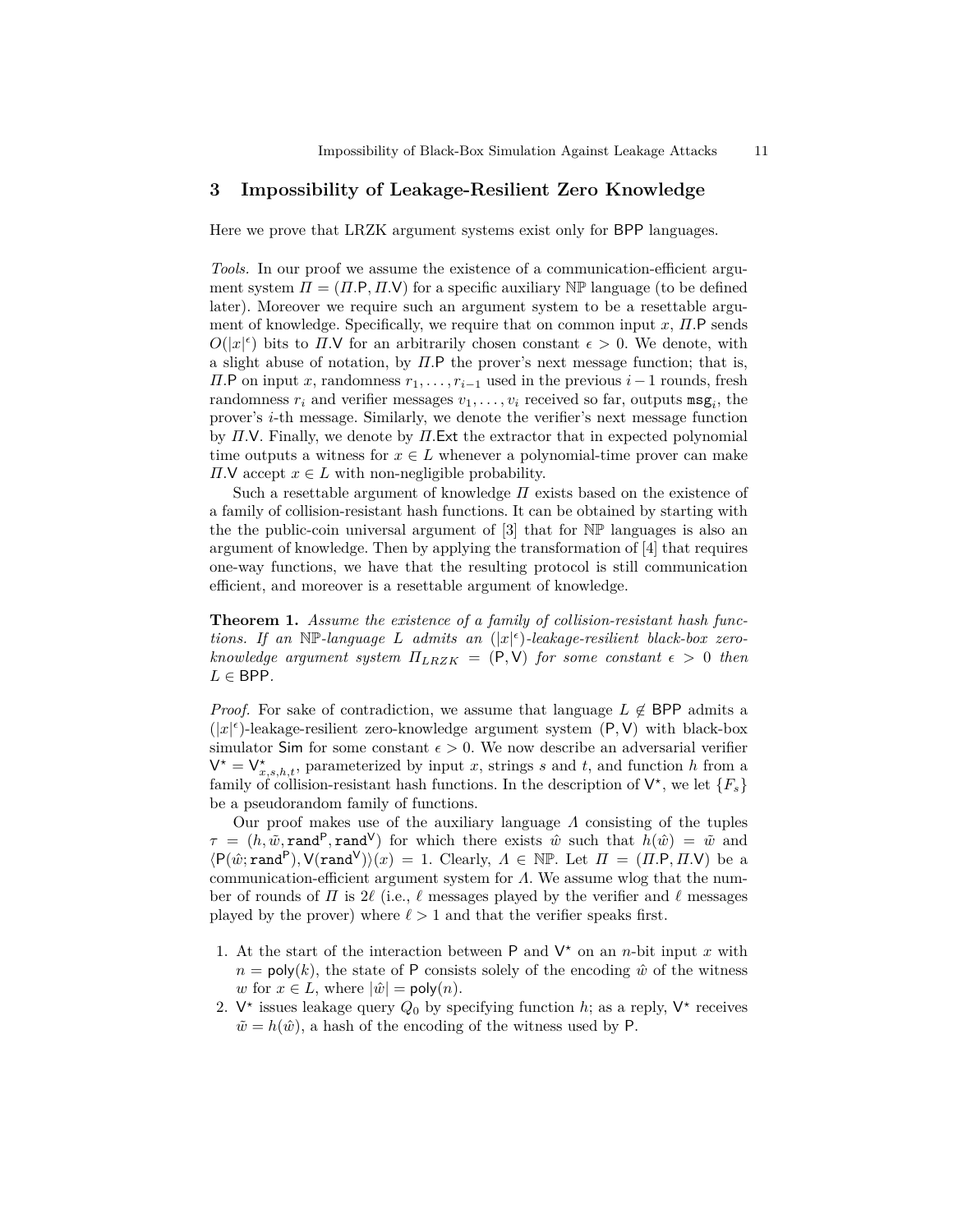## 3 Impossibility of Leakage-Resilient Zero Knowledge

Here we prove that LRZK argument systems exist only for BPP languages.

*Tools.* In our proof we assume the existence of a communication-efficient argument system $\Pi = (\Pi.\mathsf{P}, \Pi.\mathsf{V})$ for a specific auxiliary $\mathbb{NP}$ language (to be defined later). Moreover we require such an argument system to be a resettable argument of knowledge. Specifically, we require that on common input $x$, $\Pi.\mathsf{P}$ sends $O(|x|^\epsilon)$ bits to $\Pi.\mathsf{V}$ for an arbitrarily chosen constant $\epsilon > 0$. We denote, with a slight abuse of notation, by $\Pi.\mathsf{P}$ the prover's next message function; that is, $\Pi.\mathsf{P}$ on input $x$, randomness $r_1, \ldots, r_{i-1}$ used in the previous $i-1$ rounds, fresh randomness $r_i$ and verifier messages $v_1, \ldots, v_i$ received so far, outputs $\mathtt{msg}_i$, the prover's $i$-th message. Similarly, we denote the verifier's next message function by $\Pi.\mathsf{V}$. Finally, we denote by $\Pi.\mathsf{Ext}$ the extractor that in expected polynomial time outputs a witness for $x \in L$ whenever a polynomial-time prover can make $\Pi.\mathsf{V}$ accept $x \in L$ with non-negligible probability.

Such a resettable argument of knowledge $\Pi$ exists based on the existence of a family of collision-resistant hash functions. It can be obtained by starting with the the public-coin universal argument of [3] that for $\mathbb{NP}$ languages is also an argument of knowledge. Then by applying the transformation of [4] that requires one-way functions, we have that the resulting protocol is still communication efficient, and moreover is a resettable argument of knowledge.

**Theorem 1.** *Assume the existence of a family of collision-resistant hash functions. If an $\mathbb{NP}$-language $L$ admits an $(|x|^\epsilon)$-leakage-resilient black-box zero-knowledge argument system $\Pi_{LRZK} = (\mathsf{P}, \mathsf{V})$ for some constant $\epsilon > 0$ then $L \in \mathsf{BPP}$.*

*Proof.* For sake of contradiction, we assume that language $L \notin \mathsf{BPP}$ admits a $(|x|^\epsilon)$-leakage-resilient zero-knowledge argument system $(\mathsf{P}, \mathsf{V})$ with black-box simulator $\mathsf{Sim}$ for some constant $\epsilon > 0$. We now describe an adversarial verifier $\mathsf{V}^\star = \mathsf{V}^\star_{x,s,h,t}$, parameterized by input $x$, strings $s$ and $t$, and function $h$ from a family of collision-resistant hash functions. In the description of $\mathsf{V}^\star$, we let $\{F_s\}$ be a pseudorandom family of functions.

Our proof makes use of the auxiliary language $\Lambda$ consisting of the tuples $\tau = (h, \tilde{w}, \mathtt{rand}^{\mathsf{P}}, \mathtt{rand}^{\mathsf{V}})$ for which there exists $\hat{w}$ such that $h(\hat{w}) = \tilde{w}$ and $\langle \mathsf{P}(\hat{w}; \mathtt{rand}^{\mathsf{P}}), \mathsf{V}(\mathtt{rand}^{\mathsf{V}}) \rangle(x) = 1$. Clearly, $\Lambda \in \mathbb{NP}$. Let $\Pi = (\Pi.\mathsf{P}, \Pi.\mathsf{V})$ be a communication-efficient argument system for $\Lambda$. We assume wlog that the number of rounds of $\Pi$ is $2\ell$ (i.e., $\ell$ messages played by the verifier and $\ell$ messages played by the prover) where $\ell > 1$ and that the verifier speaks first.

1. At the start of the interaction between $\mathsf{P}$ and $\mathsf{V}^\star$ on an $n$-bit input $x$ with $n = \mathsf{poly}(k)$, the state of $\mathsf{P}$ consists solely of the encoding $\hat{w}$ of the witness $w$ for $x \in L$, where $|\hat{w}| = \mathsf{poly}(n)$.
2. $\mathsf{V}^\star$ issues leakage query $Q_0$ by specifying function $h$; as a reply, $\mathsf{V}^\star$ receives $\tilde{w} = h(\hat{w})$, a hash of the encoding of the witness used by $\mathsf{P}$.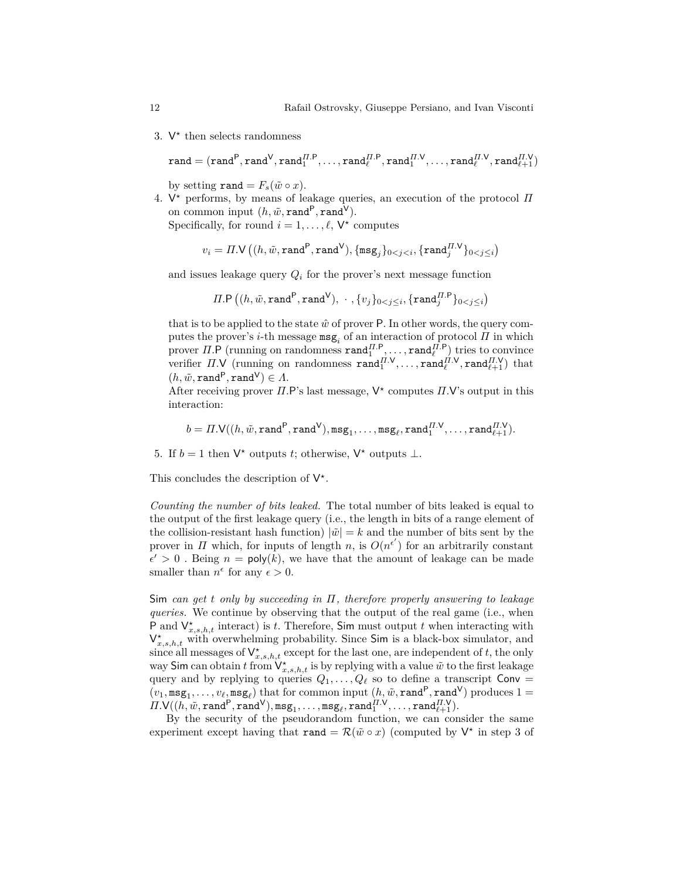3. $\mathsf{V}^\star$ then selects randomness

$$\mathtt{rand} = (\mathtt{rand}^{\mathsf{P}}, \mathtt{rand}^{\mathsf{V}}, \mathtt{rand}_1^{\Pi.\mathsf{P}}, \ldots, \mathtt{rand}_\ell^{\Pi.\mathsf{P}}, \mathtt{rand}_1^{\Pi.\mathsf{V}}, \ldots, \mathtt{rand}_\ell^{\Pi.\mathsf{V}}, \mathtt{rand}_{\ell+1}^{\Pi.\mathsf{V}})$$

by setting $\mathtt{rand} = F_s(\tilde{w} \circ x)$.

4. $\mathsf{V}^\star$ performs, by means of leakage queries, an execution of the protocol $\Pi$ on common input $(h, \tilde{w}, \mathtt{rand}^{\mathsf{P}}, \mathtt{rand}^{\mathsf{V}})$.
Specifically, for round $i = 1, \ldots, \ell$, $\mathsf{V}^\star$ computes

$$v_i = \Pi.\mathsf{V}\left((h, \tilde{w}, \mathtt{rand}^{\mathsf{P}}, \mathtt{rand}^{\mathsf{V}}), \{\mathtt{msg}_j\}_{0<j<i}, \{\mathtt{rand}_j^{\Pi.\mathsf{V}}\}_{0<j\leq i}\right)$$

and issues leakage query $Q_i$ for the prover's next message function

$$\Pi.\mathsf{P}\left((h, \tilde{w}, \mathtt{rand}^{\mathsf{P}}, \mathtt{rand}^{\mathsf{V}}),\ \cdot\ , \{v_j\}_{0<j\leq i}, \{\mathtt{rand}_j^{\Pi.\mathsf{P}}\}_{0<j\leq i}\right)$$

that is to be applied to the state $\hat{w}$ of prover $\mathsf{P}$. In other words, the query computes the prover's $i$-th message $\mathtt{msg}_i$ of an interaction of protocol $\Pi$ in which prover $\Pi.\mathsf{P}$ (running on randomness $\mathtt{rand}_1^{\Pi.\mathsf{P}}, \ldots, \mathtt{rand}_\ell^{\Pi.\mathsf{P}}$) tries to convince verifier $\Pi.\mathsf{V}$ (running on randomness $\mathtt{rand}_1^{\Pi.\mathsf{V}}, \ldots, \mathtt{rand}_\ell^{\Pi.\mathsf{V}}, \mathtt{rand}_{\ell+1}^{\Pi.\mathsf{V}}$) that $(h, \tilde{w}, \mathtt{rand}^{\mathsf{P}}, \mathtt{rand}^{\mathsf{V}}) \in \Lambda$.
After receiving prover $\Pi.\mathsf{P}$'s last message, $\mathsf{V}^\star$ computes $\Pi.\mathsf{V}$'s output in this interaction:

$$b = \Pi.\mathsf{V}((h, \tilde{w}, \mathtt{rand}^{\mathsf{P}}, \mathtt{rand}^{\mathsf{V}}), \mathtt{msg}_1, \ldots, \mathtt{msg}_\ell, \mathtt{rand}_1^{\Pi.\mathsf{V}}, \ldots, \mathtt{rand}_{\ell+1}^{\Pi.\mathsf{V}}).$$

5. If $b = 1$ then $\mathsf{V}^\star$ outputs $t$; otherwise, $\mathsf{V}^\star$ outputs $\perp$.

This concludes the description of $\mathsf{V}^\star$.

*Counting the number of bits leaked.* The total number of bits leaked is equal to the output of the first leakage query (i.e., the length in bits of a range element of the collision-resistant hash function) $|\tilde{w}| = k$ and the number of bits sent by the prover in $\Pi$ which, for inputs of length $n$, is $O(n^{\epsilon'})$ for an arbitrarily constant $\epsilon' > 0$ . Being $n = \mathsf{poly}(k)$, we have that the amount of leakage can be made smaller than $n^\epsilon$ for any $\epsilon > 0$.

*$\mathsf{Sim}$ can get $t$ only by succeeding in $\Pi$, therefore properly answering to leakage queries.* We continue by observing that the output of the real game (i.e., when $\mathsf{P}$ and $\mathsf{V}^\star_{x,s,h,t}$ interact) is $t$. Therefore, $\mathsf{Sim}$ must output $t$ when interacting with $\mathsf{V}^\star_{x,s,h,t}$ with overwhelming probability. Since $\mathsf{Sim}$ is a black-box simulator, and since all messages of $\mathsf{V}^\star_{x,s,h,t}$ except for the last one, are independent of $t$, the only way $\mathsf{Sim}$ can obtain $t$ from $\mathsf{V}^\star_{x,s,h,t}$ is by replying with a value $\tilde{w}$ to the first leakage query and by replying to queries $Q_1, \ldots, Q_\ell$ so to define a transcript $\mathsf{Conv} = (v_1, \mathtt{msg}_1, \ldots, v_\ell, \mathtt{msg}_\ell)$ that for common input $(h, \tilde{w}, \mathtt{rand}^{\mathsf{P}}, \mathtt{rand}^{\mathsf{V}})$ produces $1 = \Pi.\mathsf{V}((h, \tilde{w}, \mathtt{rand}^{\mathsf{P}}, \mathtt{rand}^{\mathsf{V}}), \mathtt{msg}_1, \ldots, \mathtt{msg}_\ell, \mathtt{rand}_1^{\Pi.\mathsf{V}}, \ldots, \mathtt{rand}_{\ell+1}^{\Pi.\mathsf{V}})$.

By the security of the pseudorandom function, we can consider the same experiment except having that $\mathtt{rand} = \mathcal{R}(\tilde{w} \circ x)$ (computed by $\mathsf{V}^\star$ in step 3 of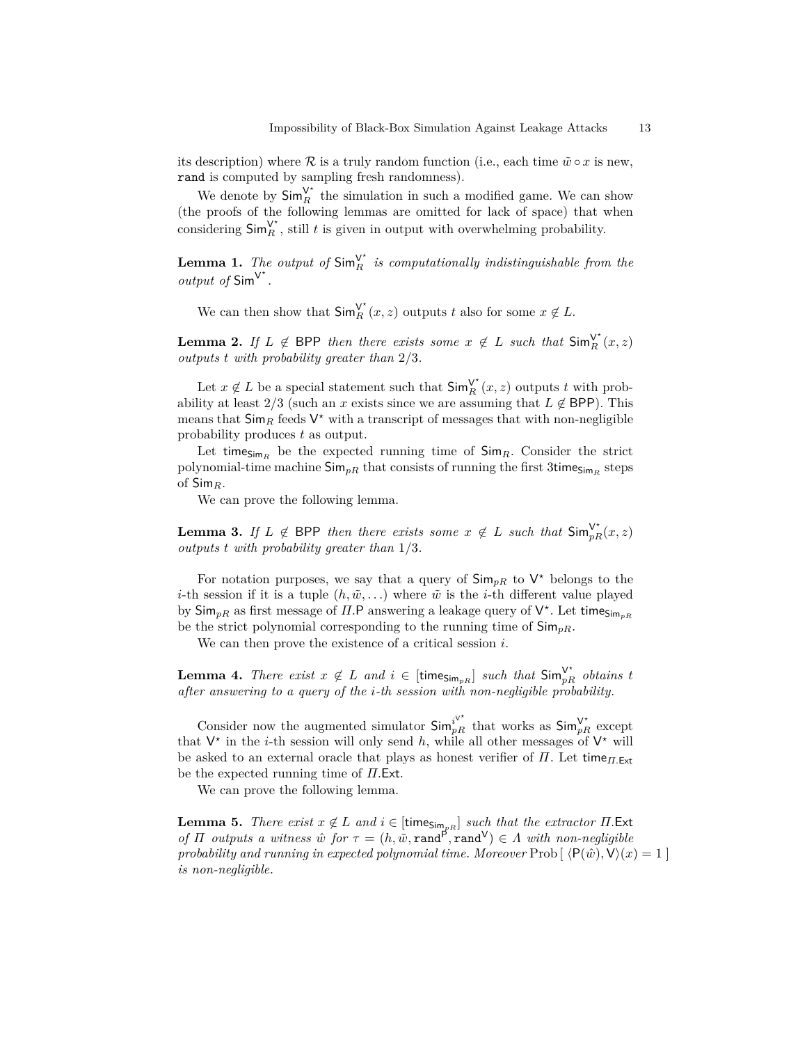its description) where $\mathcal{R}$ is a truly random function (i.e., each time $\tilde{w} \circ x$ is new, $\mathtt{rand}$ is computed by sampling fresh randomness).

We denote by $\mathsf{Sim}_R^{\mathsf{V}^\star}$ the simulation in such a modified game. We can show (the proofs of the following lemmas are omitted for lack of space) that when considering $\mathsf{Sim}_R^{\mathsf{V}^\star}$, still $t$ is given in output with overwhelming probability.

**Lemma 1.** *The output of $\mathsf{Sim}_R^{\mathsf{V}^\star}$ is computationally indistinguishable from the output of $\mathsf{Sim}^{\mathsf{V}^\star}$.*

We can then show that $\mathsf{Sim}_R^{\mathsf{V}^\star}(x, z)$ outputs $t$ also for some $x \notin L$.

**Lemma 2.** *If $L \notin \mathsf{BPP}$ then there exists some $x \notin L$ such that $\mathsf{Sim}_R^{\mathsf{V}^\star}(x, z)$ outputs $t$ with probability greater than $2/3$.*

Let $x \notin L$ be a special statement such that $\mathsf{Sim}_R^{\mathsf{V}^\star}(x, z)$ outputs $t$ with probability at least $2/3$ (such an $x$ exists since we are assuming that $L \notin \mathsf{BPP}$). This means that $\mathsf{Sim}_R$ feeds $\mathsf{V}^\star$ with a transcript of messages that with non-negligible probability produces $t$ as output.

Let $\mathsf{time}_{\mathsf{Sim}_R}$ be the expected running time of $\mathsf{Sim}_R$. Consider the strict polynomial-time machine $\mathsf{Sim}_{pR}$ that consists of running the first $3\mathsf{time}_{\mathsf{Sim}_R}$ steps of $\mathsf{Sim}_R$.

We can prove the following lemma.

**Lemma 3.** *If $L \notin \mathsf{BPP}$ then there exists some $x \notin L$ such that $\mathsf{Sim}_{pR}^{\mathsf{V}^\star}(x, z)$ outputs $t$ with probability greater than $1/3$.*

For notation purposes, we say that a query of $\mathsf{Sim}_{pR}$ to $\mathsf{V}^\star$ belongs to the $i$-th session if it is a tuple $(h, \tilde{w}, \ldots)$ where $\tilde{w}$ is the $i$-th different value played by $\mathsf{Sim}_{pR}$ as first message of $\Pi.\mathsf{P}$ answering a leakage query of $\mathsf{V}^\star$. Let $\mathsf{time}_{\mathsf{Sim}_{pR}}$ be the strict polynomial corresponding to the running time of $\mathsf{Sim}_{pR}$.

We can then prove the existence of a critical session $i$.

**Lemma 4.** *There exist $x \notin L$ and $i \in [\mathsf{time}_{\mathsf{Sim}_{pR}}]$ such that $\mathsf{Sim}_{pR}^{\mathsf{V}^\star}$ obtains $t$ after answering to a query of the $i$-th session with non-negligible probability.*

Consider now the augmented simulator $\mathsf{Sim}_{pR}^{i\mathsf{V}^\star}$ that works as $\mathsf{Sim}_{pR}^{\mathsf{V}^\star}$ except that $\mathsf{V}^\star$ in the $i$-th session will only send $h$, while all other messages of $\mathsf{V}^\star$ will be asked to an external oracle that plays as honest verifier of $\Pi$. Let $\mathsf{time}_{\Pi.\mathsf{Ext}}$ be the expected running time of $\Pi.\mathsf{Ext}$.

We can prove the following lemma.

**Lemma 5.** *There exist $x \notin L$ and $i \in [\mathsf{time}_{\mathsf{Sim}_{pR}}]$ such that the extractor $\Pi.\mathsf{Ext}$ of $\Pi$ outputs a witness $\hat{w}$ for $\tau = (h, \tilde{w}, \mathtt{rand}^{\mathsf{P}}, \mathtt{rand}^{\mathsf{V}}) \in \Lambda$ with non-negligible probability and running in expected polynomial time. Moreover $\mathrm{Prob}[\, \langle \mathsf{P}(\hat{w}), \mathsf{V}\rangle(x) = 1 \,]$ is non-negligible.*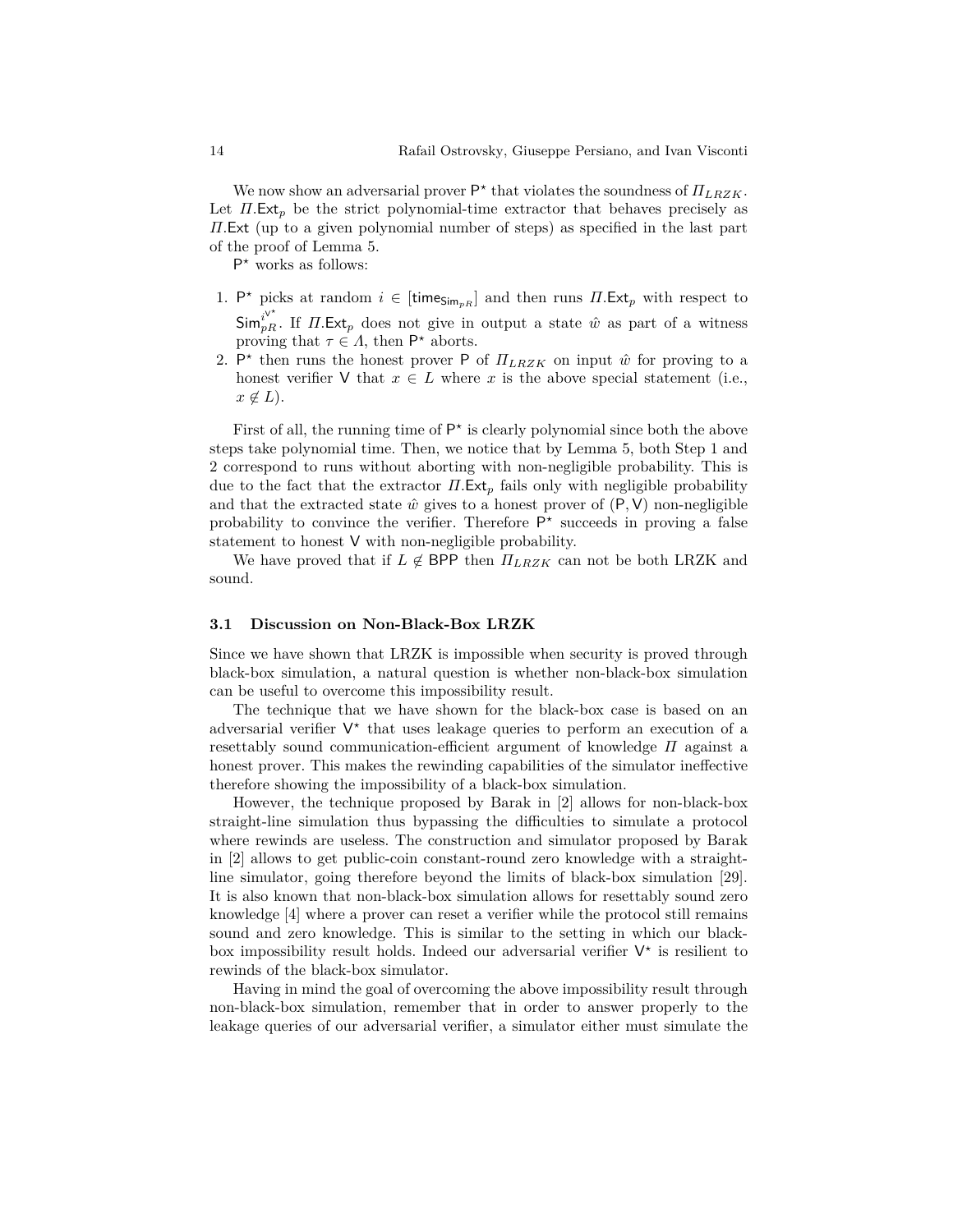We now show an adversarial prover $\mathsf{P}^\star$ that violates the soundness of $\Pi_{LRZK}$. Let $\Pi.\mathsf{Ext}_p$ be the strict polynomial-time extractor that behaves precisely as $\Pi.\mathsf{Ext}$ (up to a given polynomial number of steps) as specified in the last part of the proof of Lemma 5.

$\mathsf{P}^\star$ works as follows:

1. $\mathsf{P}^\star$ picks at random $i \in [\mathsf{time}_{\mathsf{Sim}_{pR}}]$ and then runs $\Pi.\mathsf{Ext}_p$ with respect to $\mathsf{Sim}_{pR}^{i^{\mathsf{V}^\star}}$. If $\Pi.\mathsf{Ext}_p$ does not give in output a state $\hat{w}$ as part of a witness proving that $\tau \in \Lambda$, then $\mathsf{P}^\star$ aborts.
2. $\mathsf{P}^\star$ then runs the honest prover $\mathsf{P}$ of $\Pi_{LRZK}$ on input $\hat{w}$ for proving to a honest verifier $\mathsf{V}$ that $x \in L$ where $x$ is the above special statement (i.e., $x \notin L$).

First of all, the running time of $\mathsf{P}^\star$ is clearly polynomial since both the above steps take polynomial time. Then, we notice that by Lemma 5, both Step 1 and 2 correspond to runs without aborting with non-negligible probability. This is due to the fact that the extractor $\Pi.\mathsf{Ext}_p$ fails only with negligible probability and that the extracted state $\hat{w}$ gives to a honest prover of $(\mathsf{P}, \mathsf{V})$ non-negligible probability to convince the verifier. Therefore $\mathsf{P}^\star$ succeeds in proving a false statement to honest $\mathsf{V}$ with non-negligible probability.

We have proved that if $L \notin \mathsf{BPP}$ then $\Pi_{LRZK}$ can not be both LRZK and sound.

### 3.1 Discussion on Non-Black-Box LRZK

Since we have shown that LRZK is impossible when security is proved through black-box simulation, a natural question is whether non-black-box simulation can be useful to overcome this impossibility result.

The technique that we have shown for the black-box case is based on an adversarial verifier $\mathsf{V}^\star$ that uses leakage queries to perform an execution of a resettably sound communication-efficient argument of knowledge $\Pi$ against a honest prover. This makes the rewinding capabilities of the simulator ineffective therefore showing the impossibility of a black-box simulation.

However, the technique proposed by Barak in [2] allows for non-black-box straight-line simulation thus bypassing the difficulties to simulate a protocol where rewinds are useless. The construction and simulator proposed by Barak in [2] allows to get public-coin constant-round zero knowledge with a straight-line simulator, going therefore beyond the limits of black-box simulation [29]. It is also known that non-black-box simulation allows for resettably sound zero knowledge [4] where a prover can reset a verifier while the protocol still remains sound and zero knowledge. This is similar to the setting in which our black-box impossibility result holds. Indeed our adversarial verifier $\mathsf{V}^\star$ is resilient to rewinds of the black-box simulator.

Having in mind the goal of overcoming the above impossibility result through non-black-box simulation, remember that in order to answer properly to the leakage queries of our adversarial verifier, a simulator either must simulate the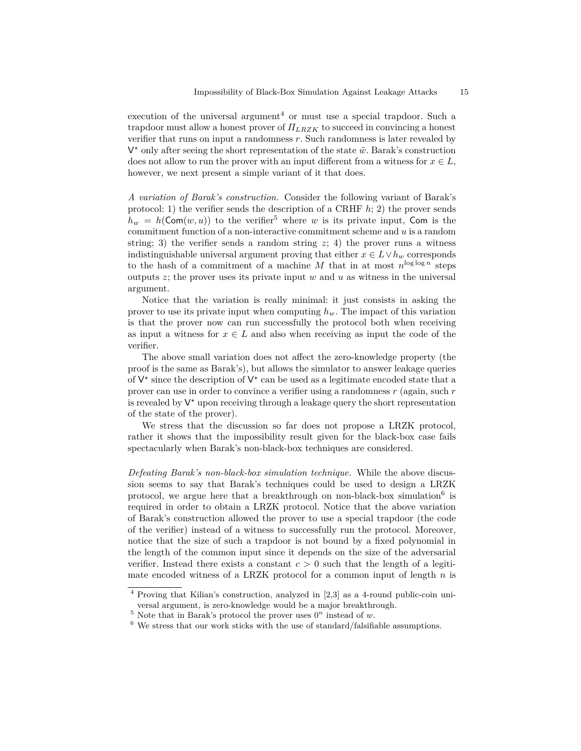execution of the universal argument[4] or must use a special trapdoor. Such a trapdoor must allow a honest prover of $\Pi_{LRZK}$ to succeed in convincing a honest verifier that runs on input a randomness $r$. Such randomness is later revealed by $\mathsf{V}^\star$ only after seeing the short representation of the state $\tilde{w}$. Barak's construction does not allow to run the prover with an input different from a witness for $x \in L$, however, we next present a simple variant of it that does.

*A variation of Barak's construction.* Consider the following variant of Barak's protocol: 1) the verifier sends the description of a CRHF $h$; 2) the prover sends $h_w = h(\mathsf{Com}(w, u))$ to the verifier[5] where $w$ is its private input, $\mathsf{Com}$ is the commitment function of a non-interactive commitment scheme and $u$ is a random string; 3) the verifier sends a random string $z$; 4) the prover runs a witness indistinguishable universal argument proving that either $x \in L \vee h_w$ corresponds to the hash of a commitment of a machine $M$ that in at most $n^{\log \log n}$ steps outputs $z$; the prover uses its private input $w$ and $u$ as witness in the universal argument.

Notice that the variation is really minimal: it just consists in asking the prover to use its private input when computing $h_w$. The impact of this variation is that the prover now can run successfully the protocol both when receiving as input a witness for $x \in L$ and also when receiving as input the code of the verifier.

The above small variation does not affect the zero-knowledge property (the proof is the same as Barak's), but allows the simulator to answer leakage queries of $\mathsf{V}^\star$ since the description of $\mathsf{V}^\star$ can be used as a legitimate encoded state that a prover can use in order to convince a verifier using a randomness $r$ (again, such $r$ is revealed by $\mathsf{V}^\star$ upon receiving through a leakage query the short representation of the state of the prover).

We stress that the discussion so far does not propose a LRZK protocol, rather it shows that the impossibility result given for the black-box case fails spectacularly when Barak's non-black-box techniques are considered.

*Defeating Barak's non-black-box simulation technique.* While the above discussion seems to say that Barak's techniques could be used to design a LRZK protocol, we argue here that a breakthrough on non-black-box simulation[6] is required in order to obtain a LRZK protocol. Notice that the above variation of Barak's construction allowed the prover to use a special trapdoor (the code of the verifier) instead of a witness to successfully run the protocol. Moreover, notice that the size of such a trapdoor is not bound by a fixed polynomial in the length of the common input since it depends on the size of the adversarial verifier. Instead there exists a constant $c > 0$ such that the length of a legitimate encoded witness of a LRZK protocol for a common input of length $n$ is

---

[4] Proving that Kilian's construction, analyzed in [2,3] as a 4-round public-coin universal argument, is zero-knowledge would be a major breakthrough.

[5] Note that in Barak's protocol the prover uses $0^n$ instead of $w$.

[6] We stress that our work sticks with the use of standard/falsifiable assumptions.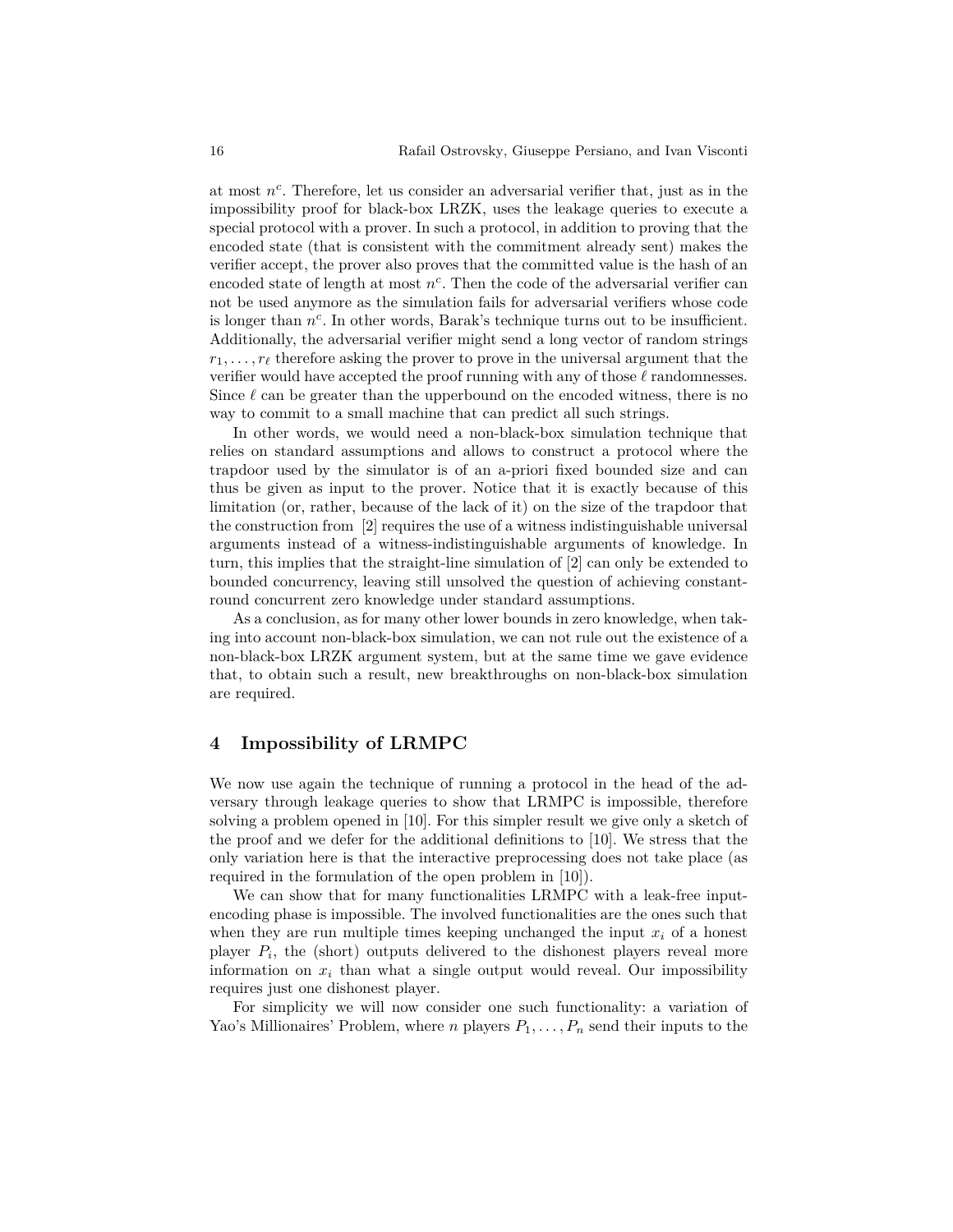at most $n^c$. Therefore, let us consider an adversarial verifier that, just as in the impossibility proof for black-box LRZK, uses the leakage queries to execute a special protocol with a prover. In such a protocol, in addition to proving that the encoded state (that is consistent with the commitment already sent) makes the verifier accept, the prover also proves that the committed value is the hash of an encoded state of length at most $n^c$. Then the code of the adversarial verifier can not be used anymore as the simulation fails for adversarial verifiers whose code is longer than $n^c$. In other words, Barak's technique turns out to be insufficient. Additionally, the adversarial verifier might send a long vector of random strings $r_1, \ldots, r_\ell$ therefore asking the prover to prove in the universal argument that the verifier would have accepted the proof running with any of those $\ell$ randomnesses. Since $\ell$ can be greater than the upperbound on the encoded witness, there is no way to commit to a small machine that can predict all such strings.

In other words, we would need a non-black-box simulation technique that relies on standard assumptions and allows to construct a protocol where the trapdoor used by the simulator is of an a-priori fixed bounded size and can thus be given as input to the prover. Notice that it is exactly because of this limitation (or, rather, because of the lack of it) on the size of the trapdoor that the construction from [2] requires the use of a witness indistinguishable universal arguments instead of a witness-indistinguishable arguments of knowledge. In turn, this implies that the straight-line simulation of [2] can only be extended to bounded concurrency, leaving still unsolved the question of achieving constant-round concurrent zero knowledge under standard assumptions.

As a conclusion, as for many other lower bounds in zero knowledge, when taking into account non-black-box simulation, we can not rule out the existence of a non-black-box LRZK argument system, but at the same time we gave evidence that, to obtain such a result, new breakthroughs on non-black-box simulation are required.

## 4 Impossibility of LRMPC

We now use again the technique of running a protocol in the head of the adversary through leakage queries to show that LRMPC is impossible, therefore solving a problem opened in [10]. For this simpler result we give only a sketch of the proof and we defer for the additional definitions to [10]. We stress that the only variation here is that the interactive preprocessing does not take place (as required in the formulation of the open problem in [10]).

We can show that for many functionalities LRMPC with a leak-free input-encoding phase is impossible. The involved functionalities are the ones such that when they are run multiple times keeping unchanged the input $x_i$ of a honest player $P_i$, the (short) outputs delivered to the dishonest players reveal more information on $x_i$ than what a single output would reveal. Our impossibility requires just one dishonest player.

For simplicity we will now consider one such functionality: a variation of Yao's Millionaires' Problem, where $n$ players $P_1, \ldots, P_n$ send their inputs to the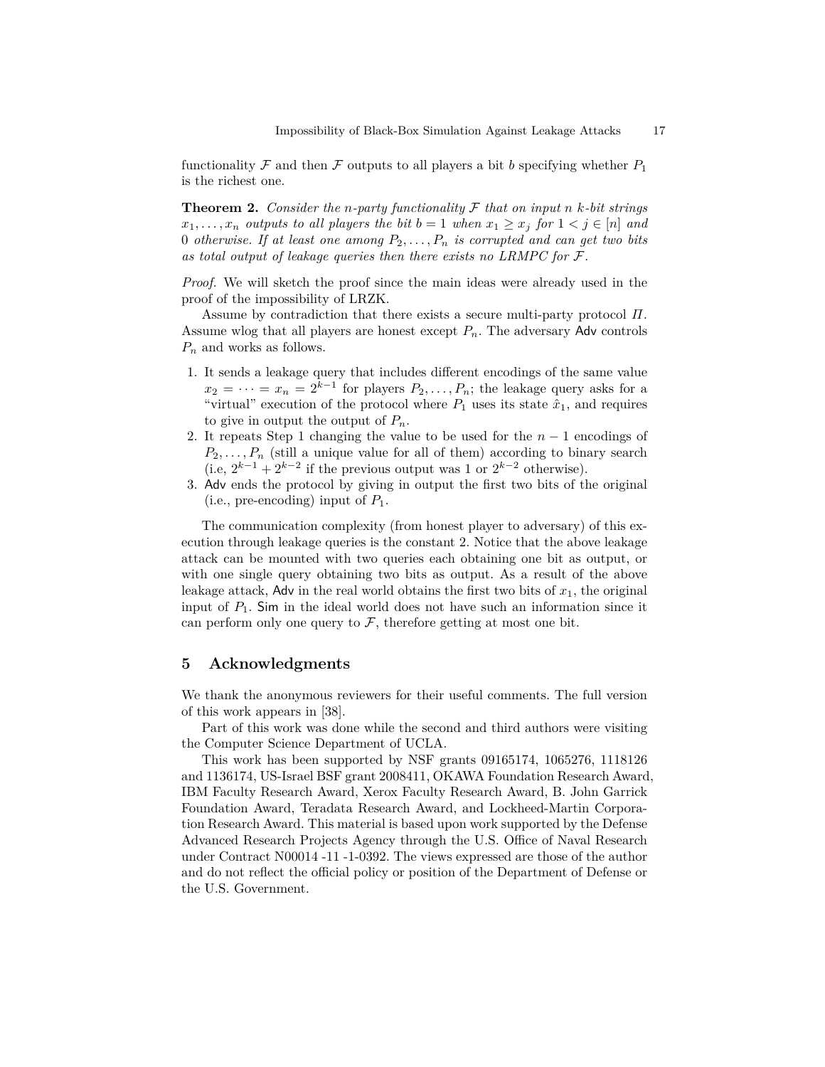functionality $\mathcal{F}$ and then $\mathcal{F}$ outputs to all players a bit $b$ specifying whether $P_1$ is the richest one.

**Theorem 2.** *Consider the n-party functionality $\mathcal{F}$ that on input n k-bit strings $x_1, \ldots, x_n$ outputs to all players the bit $b = 1$ when $x_1 \geq x_j$ for $1 < j \in [n]$ and 0 otherwise. If at least one among $P_2, \ldots, P_n$ is corrupted and can get two bits as total output of leakage queries then there exists no LRMPC for $\mathcal{F}$.*

*Proof.* We will sketch the proof since the main ideas were already used in the proof of the impossibility of LRZK.

Assume by contradiction that there exists a secure multi-party protocol $\Pi$. Assume wlog that all players are honest except $P_n$. The adversary Adv controls $P_n$ and works as follows.

1. It sends a leakage query that includes different encodings of the same value $x_2 = \cdots = x_n = 2^{k-1}$ for players $P_2, \ldots, P_n$; the leakage query asks for a "virtual" execution of the protocol where $P_1$ uses its state $\hat{x}_1$, and requires to give in output the output of $P_n$.
2. It repeats Step 1 changing the value to be used for the $n-1$ encodings of $P_2, \ldots, P_n$ (still a unique value for all of them) according to binary search (i.e, $2^{k-1} + 2^{k-2}$ if the previous output was 1 or $2^{k-2}$ otherwise).
3. Adv ends the protocol by giving in output the first two bits of the original (i.e., pre-encoding) input of $P_1$.

The communication complexity (from honest player to adversary) of this execution through leakage queries is the constant 2. Notice that the above leakage attack can be mounted with two queries each obtaining one bit as output, or with one single query obtaining two bits as output. As a result of the above leakage attack, Adv in the real world obtains the first two bits of $x_1$, the original input of $P_1$. Sim in the ideal world does not have such an information since it can perform only one query to $\mathcal{F}$, therefore getting at most one bit.

## 5 Acknowledgments

We thank the anonymous reviewers for their useful comments. The full version of this work appears in [38].

Part of this work was done while the second and third authors were visiting the Computer Science Department of UCLA.

This work has been supported by NSF grants 09165174, 1065276, 1118126 and 1136174, US-Israel BSF grant 2008411, OKAWA Foundation Research Award, IBM Faculty Research Award, Xerox Faculty Research Award, B. John Garrick Foundation Award, Teradata Research Award, and Lockheed-Martin Corporation Research Award. This material is based upon work supported by the Defense Advanced Research Projects Agency through the U.S. Office of Naval Research under Contract N00014 -11 -1-0392. The views expressed are those of the author and do not reflect the official policy or position of the Department of Defense or the U.S. Government.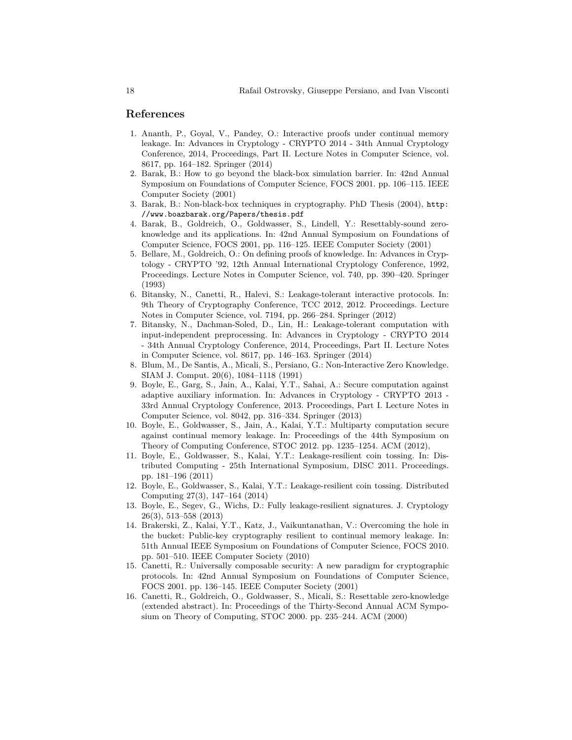## References

1. Ananth, P., Goyal, V., Pandey, O.: Interactive proofs under continual memory leakage. In: Advances in Cryptology - CRYPTO 2014 - 34th Annual Cryptology Conference, 2014, Proceedings, Part II. Lecture Notes in Computer Science, vol. 8617, pp. 164–182. Springer (2014)
2. Barak, B.: How to go beyond the black-box simulation barrier. In: 42nd Annual Symposium on Foundations of Computer Science, FOCS 2001. pp. 106–115. IEEE Computer Society (2001)
3. Barak, B.: Non-black-box techniques in cryptography. PhD Thesis (2004), `http://www.boazbarak.org/Papers/thesis.pdf`
4. Barak, B., Goldreich, O., Goldwasser, S., Lindell, Y.: Resettably-sound zero-knowledge and its applications. In: 42nd Annual Symposium on Foundations of Computer Science, FOCS 2001, pp. 116–125. IEEE Computer Society (2001)
5. Bellare, M., Goldreich, O.: On defining proofs of knowledge. In: Advances in Cryptology - CRYPTO '92, 12th Annual International Cryptology Conference, 1992, Proceedings. Lecture Notes in Computer Science, vol. 740, pp. 390–420. Springer (1993)
6. Bitansky, N., Canetti, R., Halevi, S.: Leakage-tolerant interactive protocols. In: 9th Theory of Cryptography Conference, TCC 2012, 2012. Proceedings. Lecture Notes in Computer Science, vol. 7194, pp. 266–284. Springer (2012)
7. Bitansky, N., Dachman-Soled, D., Lin, H.: Leakage-tolerant computation with input-independent preprocessing. In: Advances in Cryptology - CRYPTO 2014 - 34th Annual Cryptology Conference, 2014, Proceedings, Part II. Lecture Notes in Computer Science, vol. 8617, pp. 146–163. Springer (2014)
8. Blum, M., De Santis, A., Micali, S., Persiano, G.: Non-Interactive Zero Knowledge. SIAM J. Comput. 20(6), 1084–1118 (1991)
9. Boyle, E., Garg, S., Jain, A., Kalai, Y.T., Sahai, A.: Secure computation against adaptive auxiliary information. In: Advances in Cryptology - CRYPTO 2013 - 33rd Annual Cryptology Conference, 2013. Proceedings, Part I. Lecture Notes in Computer Science, vol. 8042, pp. 316–334. Springer (2013)
10. Boyle, E., Goldwasser, S., Jain, A., Kalai, Y.T.: Multiparty computation secure against continual memory leakage. In: Proceedings of the 44th Symposium on Theory of Computing Conference, STOC 2012. pp. 1235–1254. ACM (2012),
11. Boyle, E., Goldwasser, S., Kalai, Y.T.: Leakage-resilient coin tossing. In: Distributed Computing - 25th International Symposium, DISC 2011. Proceedings. pp. 181–196 (2011)
12. Boyle, E., Goldwasser, S., Kalai, Y.T.: Leakage-resilient coin tossing. Distributed Computing 27(3), 147–164 (2014)
13. Boyle, E., Segev, G., Wichs, D.: Fully leakage-resilient signatures. J. Cryptology 26(3), 513–558 (2013)
14. Brakerski, Z., Kalai, Y.T., Katz, J., Vaikuntanathan, V.: Overcoming the hole in the bucket: Public-key cryptography resilient to continual memory leakage. In: 51th Annual IEEE Symposium on Foundations of Computer Science, FOCS 2010. pp. 501–510. IEEE Computer Society (2010)
15. Canetti, R.: Universally composable security: A new paradigm for cryptographic protocols. In: 42nd Annual Symposium on Foundations of Computer Science, FOCS 2001. pp. 136–145. IEEE Computer Society (2001)
16. Canetti, R., Goldreich, O., Goldwasser, S., Micali, S.: Resettable zero-knowledge (extended abstract). In: Proceedings of the Thirty-Second Annual ACM Symposium on Theory of Computing, STOC 2000. pp. 235–244. ACM (2000)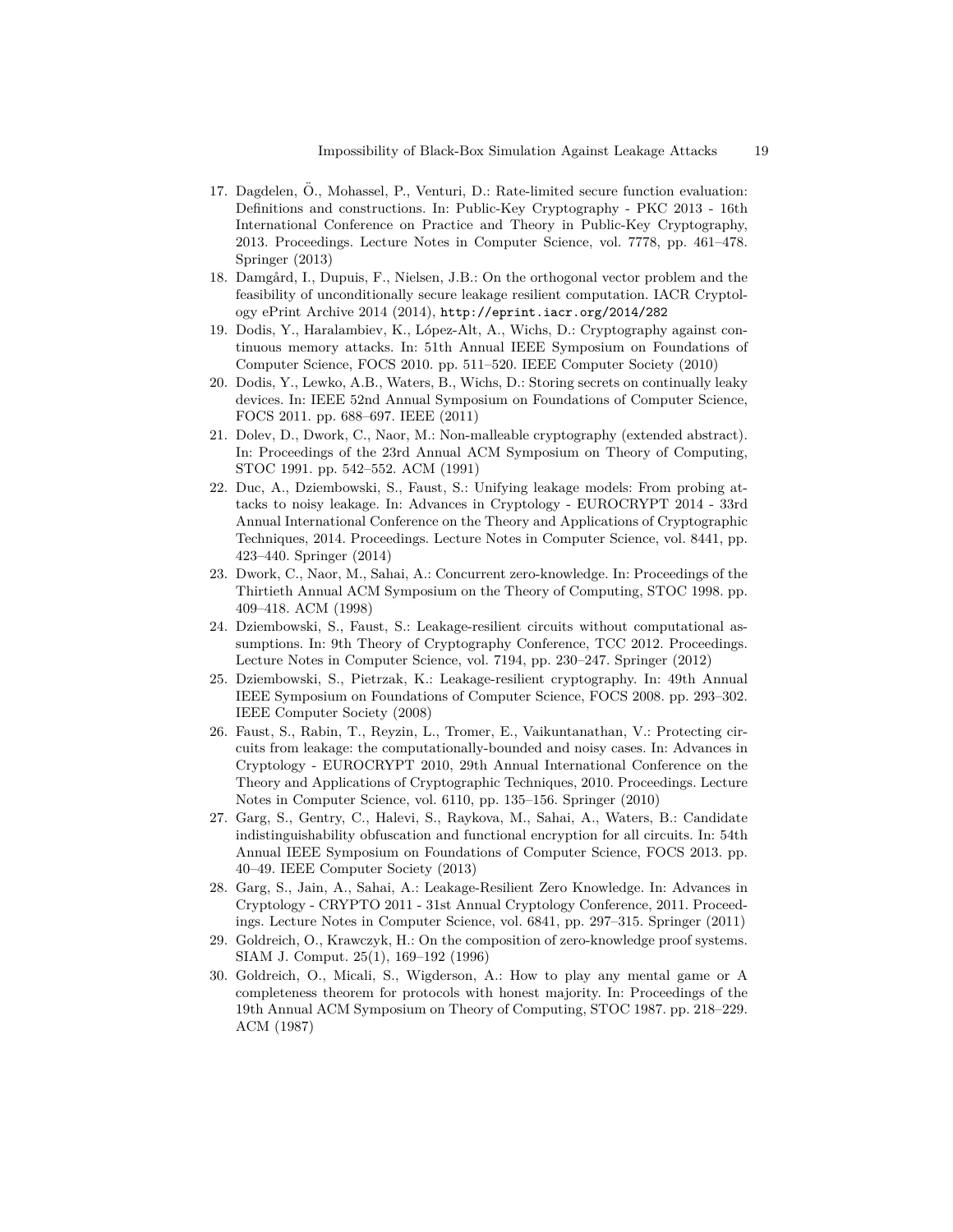17. Dagdelen, Ö., Mohassel, P., Venturi, D.: Rate-limited secure function evaluation: Definitions and constructions. In: Public-Key Cryptography - PKC 2013 - 16th International Conference on Practice and Theory in Public-Key Cryptography, 2013. Proceedings. Lecture Notes in Computer Science, vol. 7778, pp. 461–478. Springer (2013)
18. Damgård, I., Dupuis, F., Nielsen, J.B.: On the orthogonal vector problem and the feasibility of unconditionally secure leakage resilient computation. IACR Cryptology ePrint Archive 2014 (2014), http://eprint.iacr.org/2014/282
19. Dodis, Y., Haralambiev, K., López-Alt, A., Wichs, D.: Cryptography against continuous memory attacks. In: 51th Annual IEEE Symposium on Foundations of Computer Science, FOCS 2010. pp. 511–520. IEEE Computer Society (2010)
20. Dodis, Y., Lewko, A.B., Waters, B., Wichs, D.: Storing secrets on continually leaky devices. In: IEEE 52nd Annual Symposium on Foundations of Computer Science, FOCS 2011. pp. 688–697. IEEE (2011)
21. Dolev, D., Dwork, C., Naor, M.: Non-malleable cryptography (extended abstract). In: Proceedings of the 23rd Annual ACM Symposium on Theory of Computing, STOC 1991. pp. 542–552. ACM (1991)
22. Duc, A., Dziembowski, S., Faust, S.: Unifying leakage models: From probing attacks to noisy leakage. In: Advances in Cryptology - EUROCRYPT 2014 - 33rd Annual International Conference on the Theory and Applications of Cryptographic Techniques, 2014. Proceedings. Lecture Notes in Computer Science, vol. 8441, pp. 423–440. Springer (2014)
23. Dwork, C., Naor, M., Sahai, A.: Concurrent zero-knowledge. In: Proceedings of the Thirtieth Annual ACM Symposium on the Theory of Computing, STOC 1998. pp. 409–418. ACM (1998)
24. Dziembowski, S., Faust, S.: Leakage-resilient circuits without computational assumptions. In: 9th Theory of Cryptography Conference, TCC 2012. Proceedings. Lecture Notes in Computer Science, vol. 7194, pp. 230–247. Springer (2012)
25. Dziembowski, S., Pietrzak, K.: Leakage-resilient cryptography. In: 49th Annual IEEE Symposium on Foundations of Computer Science, FOCS 2008. pp. 293–302. IEEE Computer Society (2008)
26. Faust, S., Rabin, T., Reyzin, L., Tromer, E., Vaikuntanathan, V.: Protecting circuits from leakage: the computationally-bounded and noisy cases. In: Advances in Cryptology - EUROCRYPT 2010, 29th Annual International Conference on the Theory and Applications of Cryptographic Techniques, 2010. Proceedings. Lecture Notes in Computer Science, vol. 6110, pp. 135–156. Springer (2010)
27. Garg, S., Gentry, C., Halevi, S., Raykova, M., Sahai, A., Waters, B.: Candidate indistinguishability obfuscation and functional encryption for all circuits. In: 54th Annual IEEE Symposium on Foundations of Computer Science, FOCS 2013. pp. 40–49. IEEE Computer Society (2013)
28. Garg, S., Jain, A., Sahai, A.: Leakage-Resilient Zero Knowledge. In: Advances in Cryptology - CRYPTO 2011 - 31st Annual Cryptology Conference, 2011. Proceedings. Lecture Notes in Computer Science, vol. 6841, pp. 297–315. Springer (2011)
29. Goldreich, O., Krawczyk, H.: On the composition of zero-knowledge proof systems. SIAM J. Comput. 25(1), 169–192 (1996)
30. Goldreich, O., Micali, S., Wigderson, A.: How to play any mental game or A completeness theorem for protocols with honest majority. In: Proceedings of the 19th Annual ACM Symposium on Theory of Computing, STOC 1987. pp. 218–229. ACM (1987)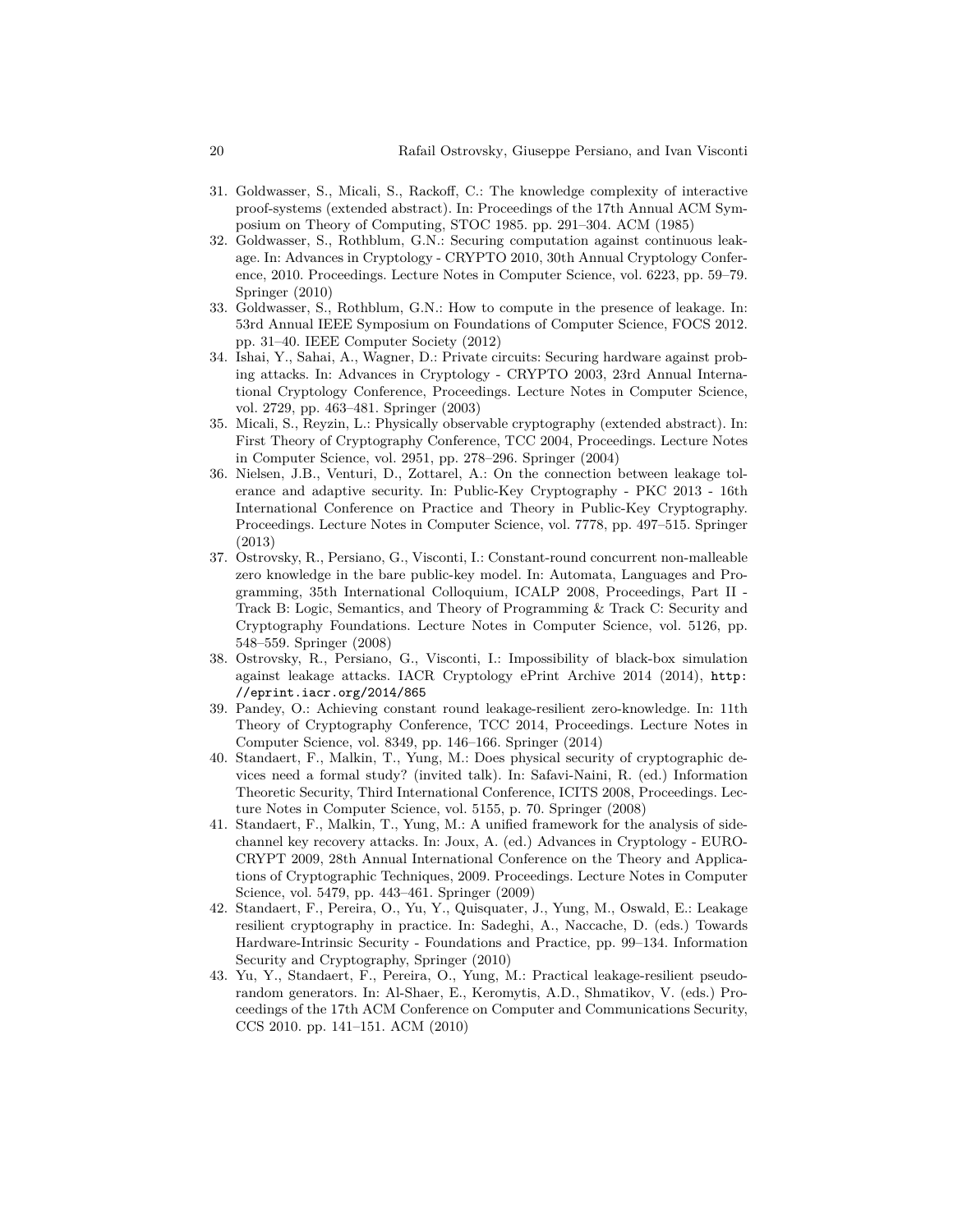31. Goldwasser, S., Micali, S., Rackoff, C.: The knowledge complexity of interactive proof-systems (extended abstract). In: Proceedings of the 17th Annual ACM Symposium on Theory of Computing, STOC 1985. pp. 291–304. ACM (1985)
32. Goldwasser, S., Rothblum, G.N.: Securing computation against continuous leakage. In: Advances in Cryptology - CRYPTO 2010, 30th Annual Cryptology Conference, 2010. Proceedings. Lecture Notes in Computer Science, vol. 6223, pp. 59–79. Springer (2010)
33. Goldwasser, S., Rothblum, G.N.: How to compute in the presence of leakage. In: 53rd Annual IEEE Symposium on Foundations of Computer Science, FOCS 2012. pp. 31–40. IEEE Computer Society (2012)
34. Ishai, Y., Sahai, A., Wagner, D.: Private circuits: Securing hardware against probing attacks. In: Advances in Cryptology - CRYPTO 2003, 23rd Annual International Cryptology Conference, Proceedings. Lecture Notes in Computer Science, vol. 2729, pp. 463–481. Springer (2003)
35. Micali, S., Reyzin, L.: Physically observable cryptography (extended abstract). In: First Theory of Cryptography Conference, TCC 2004, Proceedings. Lecture Notes in Computer Science, vol. 2951, pp. 278–296. Springer (2004)
36. Nielsen, J.B., Venturi, D., Zottarel, A.: On the connection between leakage tolerance and adaptive security. In: Public-Key Cryptography - PKC 2013 - 16th International Conference on Practice and Theory in Public-Key Cryptography. Proceedings. Lecture Notes in Computer Science, vol. 7778, pp. 497–515. Springer (2013)
37. Ostrovsky, R., Persiano, G., Visconti, I.: Constant-round concurrent non-malleable zero knowledge in the bare public-key model. In: Automata, Languages and Programming, 35th International Colloquium, ICALP 2008, Proceedings, Part II - Track B: Logic, Semantics, and Theory of Programming & Track C: Security and Cryptography Foundations. Lecture Notes in Computer Science, vol. 5126, pp. 548–559. Springer (2008)
38. Ostrovsky, R., Persiano, G., Visconti, I.: Impossibility of black-box simulation against leakage attacks. IACR Cryptology ePrint Archive 2014 (2014), http://eprint.iacr.org/2014/865
39. Pandey, O.: Achieving constant round leakage-resilient zero-knowledge. In: 11th Theory of Cryptography Conference, TCC 2014, Proceedings. Lecture Notes in Computer Science, vol. 8349, pp. 146–166. Springer (2014)
40. Standaert, F., Malkin, T., Yung, M.: Does physical security of cryptographic devices need a formal study? (invited talk). In: Safavi-Naini, R. (ed.) Information Theoretic Security, Third International Conference, ICITS 2008, Proceedings. Lecture Notes in Computer Science, vol. 5155, p. 70. Springer (2008)
41. Standaert, F., Malkin, T., Yung, M.: A unified framework for the analysis of side-channel key recovery attacks. In: Joux, A. (ed.) Advances in Cryptology - EUROCRYPT 2009, 28th Annual International Conference on the Theory and Applications of Cryptographic Techniques, 2009. Proceedings. Lecture Notes in Computer Science, vol. 5479, pp. 443–461. Springer (2009)
42. Standaert, F., Pereira, O., Yu, Y., Quisquater, J., Yung, M., Oswald, E.: Leakage resilient cryptography in practice. In: Sadeghi, A., Naccache, D. (eds.) Towards Hardware-Intrinsic Security - Foundations and Practice, pp. 99–134. Information Security and Cryptography, Springer (2010)
43. Yu, Y., Standaert, F., Pereira, O., Yung, M.: Practical leakage-resilient pseudorandom generators. In: Al-Shaer, E., Keromytis, A.D., Shmatikov, V. (eds.) Proceedings of the 17th ACM Conference on Computer and Communications Security, CCS 2010. pp. 141–151. ACM (2010)